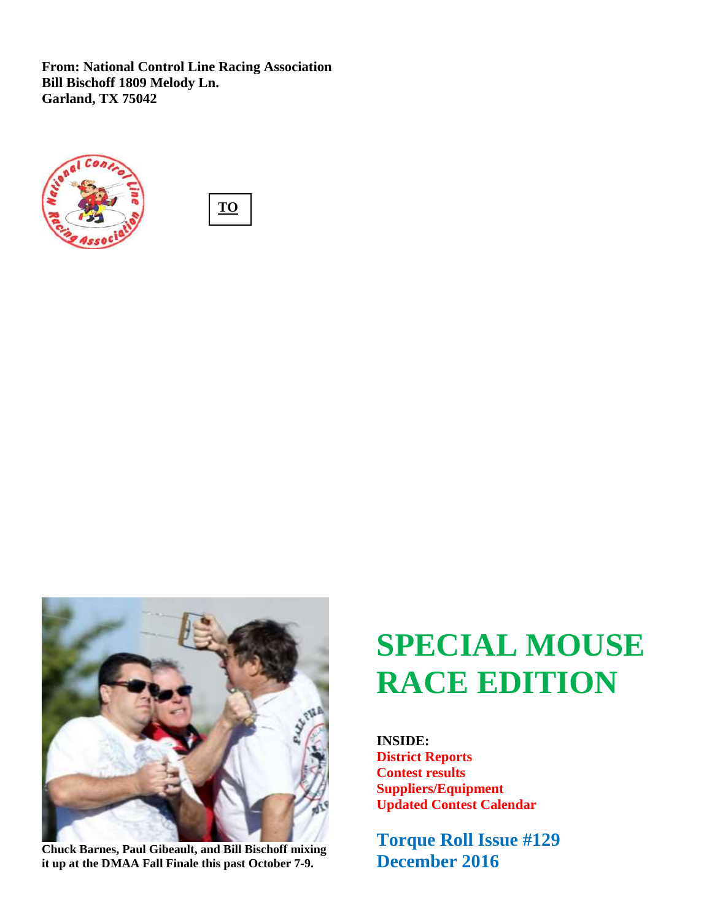**From: National Control Line Racing Association**
**Bill Bischoff 1809 Melody Ln.**
**Garland, TX 75042**

**TO**

**Chuck Barnes, Paul Gibeault, and Bill Bischoff mixing it up at the DMAA Fall Finale this past October 7-9.**

# SPECIAL MOUSE RACE EDITION

**INSIDE:**
**District Reports**
**Contest results**
**Suppliers/Equipment**
**Updated Contest Calendar**

## Torque Roll Issue #129
## December 2016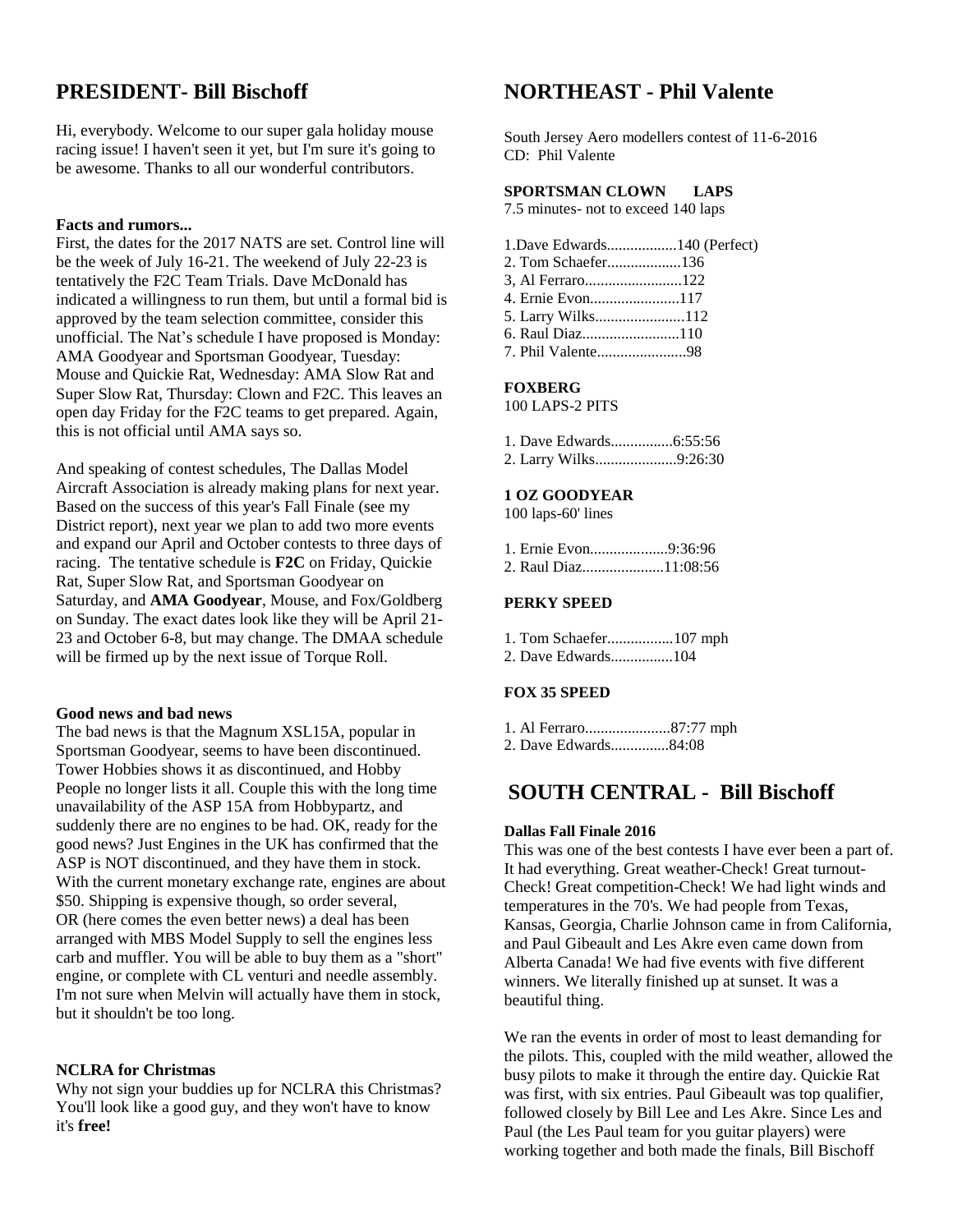## PRESIDENT- Bill Bischoff

Hi, everybody. Welcome to our super gala holiday mouse racing issue! I haven't seen it yet, but I'm sure it's going to be awesome. Thanks to all our wonderful contributors.

**Facts and rumors...**

First, the dates for the 2017 NATS are set. Control line will be the week of July 16-21. The weekend of July 22-23 is tentatively the F2C Team Trials. Dave McDonald has indicated a willingness to run them, but until a formal bid is approved by the team selection committee, consider this unofficial. The Nat's schedule I have proposed is Monday: AMA Goodyear and Sportsman Goodyear, Tuesday: Mouse and Quickie Rat, Wednesday: AMA Slow Rat and Super Slow Rat, Thursday: Clown and F2C. This leaves an open day Friday for the F2C teams to get prepared. Again, this is not official until AMA says so.

And speaking of contest schedules, The Dallas Model Aircraft Association is already making plans for next year. Based on the success of this year's Fall Finale (see my District report), next year we plan to add two more events and expand our April and October contests to three days of racing. The tentative schedule is **F2C** on Friday, Quickie Rat, Super Slow Rat, and Sportsman Goodyear on Saturday, and **AMA Goodyear**, Mouse, and Fox/Goldberg on Sunday. The exact dates look like they will be April 21-23 and October 6-8, but may change. The DMAA schedule will be firmed up by the next issue of Torque Roll.

**Good news and bad news**

The bad news is that the Magnum XSL15A, popular in Sportsman Goodyear, seems to have been discontinued. Tower Hobbies shows it as discontinued, and Hobby People no longer lists it all. Couple this with the long time unavailability of the ASP 15A from Hobbypartz, and suddenly there are no engines to be had. OK, ready for the good news? Just Engines in the UK has confirmed that the ASP is NOT discontinued, and they have them in stock. With the current monetary exchange rate, engines are about $50. Shipping is expensive though, so order several, OR (here comes the even better news) a deal has been arranged with MBS Model Supply to sell the engines less carb and muffler. You will be able to buy them as a "short" engine, or complete with CL venturi and needle assembly. I'm not sure when Melvin will actually have them in stock, but it shouldn't be too long.

**NCLRA for Christmas**

Why not sign your buddies up for NCLRA this Christmas? You'll look like a good guy, and they won't have to know it's **free!**

## NORTHEAST - Phil Valente

South Jersey Aero modellers contest of 11-6-2016
CD: Phil Valente

**SPORTSMAN CLOWN LAPS**
7.5 minutes- not to exceed 140 laps

1.Dave Edwards..................140 (Perfect)
2. Tom Schaefer...................136
3, Al Ferraro.........................122
4. Ernie Evon.......................117
5. Larry Wilks.......................112
6. Raul Diaz.........................110
7. Phil Valente.......................98

**FOXBERG**
100 LAPS-2 PITS

1. Dave Edwards................6:55:56
2. Larry Wilks.....................9:26:30

**1 OZ GOODYEAR**
100 laps-60' lines

1. Ernie Evon....................9:36:96
2. Raul Diaz.....................11:08:56

**PERKY SPEED**

1. Tom Schaefer.................107 mph
2. Dave Edwards................104

**FOX 35 SPEED**

1. Al Ferraro......................87:77 mph
2. Dave Edwards...............84:08

## SOUTH CENTRAL - Bill Bischoff

**Dallas Fall Finale 2016**

This was one of the best contests I have ever been a part of. It had everything. Great weather-Check! Great turnout-Check! Great competition-Check! We had light winds and temperatures in the 70's. We had people from Texas, Kansas, Georgia, Charlie Johnson came in from California, and Paul Gibeault and Les Akre even came down from Alberta Canada! We had five events with five different winners. We literally finished up at sunset. It was a beautiful thing.

We ran the events in order of most to least demanding for the pilots. This, coupled with the mild weather, allowed the busy pilots to make it through the entire day. Quickie Rat was first, with six entries. Paul Gibeault was top qualifier, followed closely by Bill Lee and Les Akre. Since Les and Paul (the Les Paul team for you guitar players) were working together and both made the finals, Bill Bischoff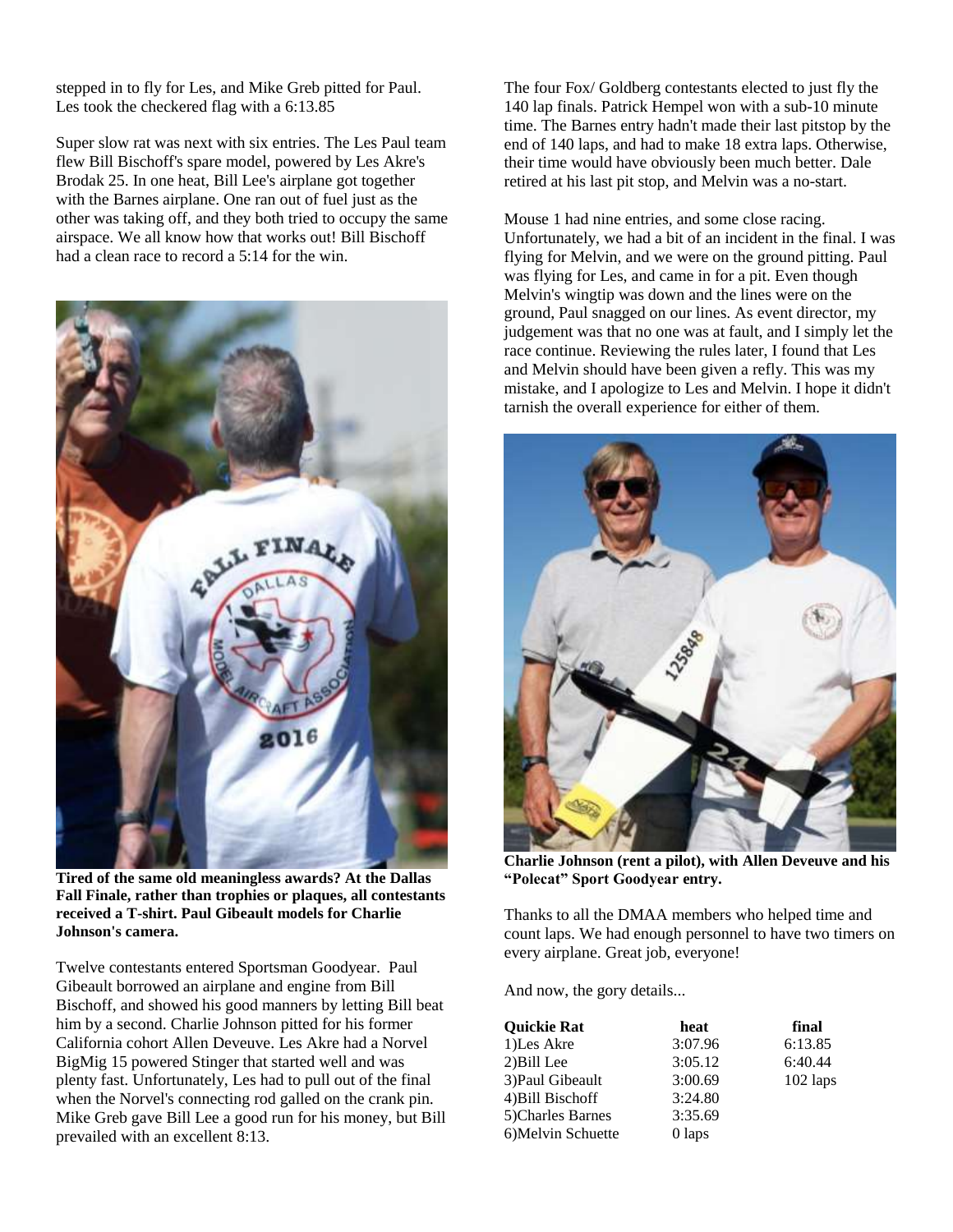stepped in to fly for Les, and Mike Greb pitted for Paul. Les took the checkered flag with a 6:13.85

Super slow rat was next with six entries. The Les Paul team flew Bill Bischoff's spare model, powered by Les Akre's Brodak 25. In one heat, Bill Lee's airplane got together with the Barnes airplane. One ran out of fuel just as the other was taking off, and they both tried to occupy the same airspace. We all know how that works out! Bill Bischoff had a clean race to record a 5:14 for the win.

**Tired of the same old meaningless awards? At the Dallas Fall Finale, rather than trophies or plaques, all contestants received a T-shirt. Paul Gibeault models for Charlie Johnson's camera.**

Twelve contestants entered Sportsman Goodyear. Paul Gibeault borrowed an airplane and engine from Bill Bischoff, and showed his good manners by letting Bill beat him by a second. Charlie Johnson pitted for his former California cohort Allen Deveuve. Les Akre had a Norvel BigMig 15 powered Stinger that started well and was plenty fast. Unfortunately, Les had to pull out of the final when the Norvel's connecting rod galled on the crank pin. Mike Greb gave Bill Lee a good run for his money, but Bill prevailed with an excellent 8:13.

The four Fox/ Goldberg contestants elected to just fly the 140 lap finals. Patrick Hempel won with a sub-10 minute time. The Barnes entry hadn't made their last pitstop by the end of 140 laps, and had to make 18 extra laps. Otherwise, their time would have obviously been much better. Dale retired at his last pit stop, and Melvin was a no-start.

Mouse 1 had nine entries, and some close racing. Unfortunately, we had a bit of an incident in the final. I was flying for Melvin, and we were on the ground pitting. Paul was flying for Les, and came in for a pit. Even though Melvin's wingtip was down and the lines were on the ground, Paul snagged on our lines. As event director, my judgement was that no one was at fault, and I simply let the race continue. Reviewing the rules later, I found that Les and Melvin should have been given a refly. This was my mistake, and I apologize to Les and Melvin. I hope it didn't tarnish the overall experience for either of them.

**Charlie Johnson (rent a pilot), with Allen Deveuve and his "Polecat" Sport Goodyear entry.**

Thanks to all the DMAA members who helped time and count laps. We had enough personnel to have two timers on every airplane. Great job, everyone!

And now, the gory details...

| **Quickie Rat** | **heat** | **final** |
|---|---|---|
| 1)Les Akre | 3:07.96 | 6:13.85 |
| 2)Bill Lee | 3:05.12 | 6:40.44 |
| 3)Paul Gibeault | 3:00.69 | 102 laps |
| 4)Bill Bischoff | 3:24.80 | |
| 5)Charles Barnes | 3:35.69 | |
| 6)Melvin Schuette | 0 laps | |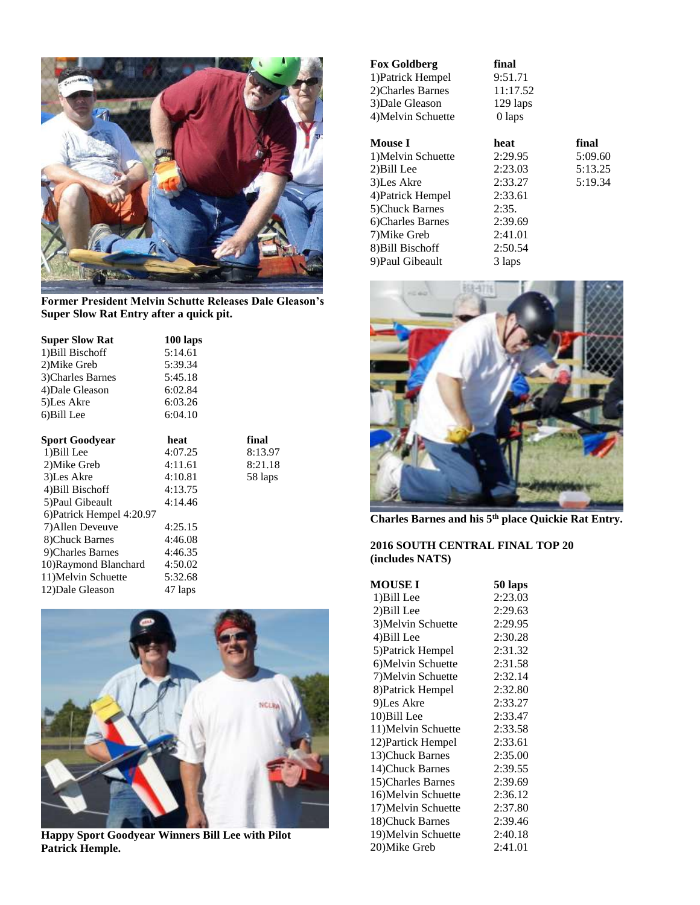**Former President Melvin Schutte Releases Dale Gleason's Super Slow Rat Entry after a quick pit.**

| Super Slow Rat | 100 laps |
|---|---|
| 1)Bill Bischoff | 5:14.61 |
| 2)Mike Greb | 5:39.34 |
| 3)Charles Barnes | 5:45.18 |
| 4)Dale Gleason | 6:02.84 |
| 5)Les Akre | 6:03.26 |
| 6)Bill Lee | 6:04.10 |

| Sport Goodyear | heat | final |
|---|---|---|
| 1)Bill Lee | 4:07.25 | 8:13.97 |
| 2)Mike Greb | 4:11.61 | 8:21.18 |
| 3)Les Akre | 4:10.81 | 58 laps |
| 4)Bill Bischoff | 4:13.75 | |
| 5)Paul Gibeault | 4:14.46 | |
| 6)Patrick Hempel | 4:20.97 | |
| 7)Allen Deveuve | 4:25.15 | |
| 8)Chuck Barnes | 4:46.08 | |
| 9)Charles Barnes | 4:46.35 | |
| 10)Raymond Blanchard | 4:50.02 | |
| 11)Melvin Schuette | 5:32.68 | |
| 12)Dale Gleason | 47 laps | |

**Happy Sport Goodyear Winners Bill Lee with Pilot Patrick Hemple.**

| Fox Goldberg | final |
|---|---|
| 1)Patrick Hempel | 9:51.71 |
| 2)Charles Barnes | 11:17.52 |
| 3)Dale Gleason | 129 laps |
| 4)Melvin Schuette | 0 laps |

| Mouse I | heat | final |
|---|---|---|
| 1)Melvin Schuette | 2:29.95 | 5:09.60 |
| 2)Bill Lee | 2:23.03 | 5:13.25 |
| 3)Les Akre | 2:33.27 | 5:19.34 |
| 4)Patrick Hempel | 2:33.61 | |
| 5)Chuck Barnes | 2:35. | |
| 6)Charles Barnes | 2:39.69 | |
| 7)Mike Greb | 2:41.01 | |
| 8)Bill Bischoff | 2:50.54 | |
| 9)Paul Gibeault | 3 laps | |

**Charles Barnes and his 5th place Quickie Rat Entry.**

**2016 SOUTH CENTRAL FINAL TOP 20 (includes NATS)**

| MOUSE I | 50 laps |
|---|---|
| 1)Bill Lee | 2:23.03 |
| 2)Bill Lee | 2:29.63 |
| 3)Melvin Schuette | 2:29.95 |
| 4)Bill Lee | 2:30.28 |
| 5)Patrick Hempel | 2:31.32 |
| 6)Melvin Schuette | 2:31.58 |
| 7)Melvin Schuette | 2:32.14 |
| 8)Patrick Hempel | 2:32.80 |
| 9)Les Akre | 2:33.27 |
| 10)Bill Lee | 2:33.47 |
| 11)Melvin Schuette | 2:33.58 |
| 12)Partick Hempel | 2:33.61 |
| 13)Chuck Barnes | 2:35.00 |
| 14)Chuck Barnes | 2:39.55 |
| 15)Charles Barnes | 2:39.69 |
| 16)Melvin Schuette | 2:36.12 |
| 17)Melvin Schuette | 2:37.80 |
| 18)Chuck Barnes | 2:39.46 |
| 19)Melvin Schuette | 2:40.18 |
| 20)Mike Greb | 2:41.01 |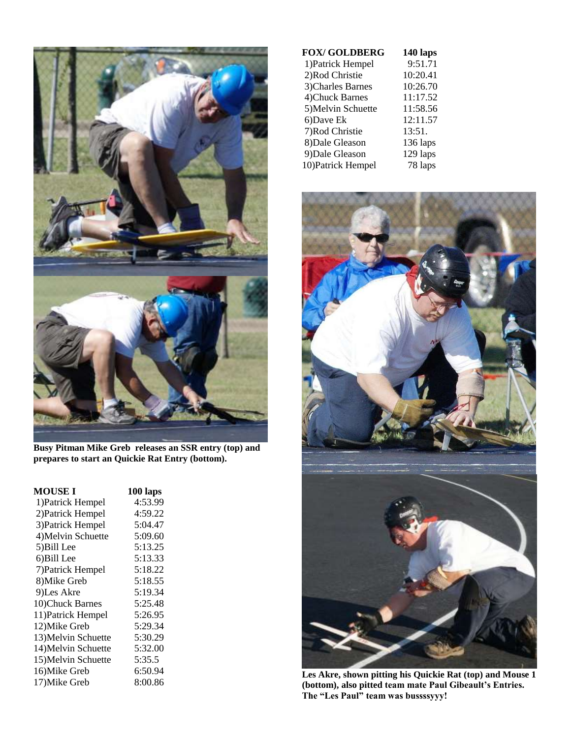Busy Pitman Mike Greb releases an SSR entry (top) and prepares to start an Quickie Rat Entry (bottom).

| MOUSE I | 100 laps |
|---|---|
| 1)Patrick Hempel | 4:53.99 |
| 2)Patrick Hempel | 4:59.22 |
| 3)Patrick Hempel | 5:04.47 |
| 4)Melvin Schuette | 5:09.60 |
| 5)Bill Lee | 5:13.25 |
| 6)Bill Lee | 5:13.33 |
| 7)Patrick Hempel | 5:18.22 |
| 8)Mike Greb | 5:18.55 |
| 9)Les Akre | 5:19.34 |
| 10)Chuck Barnes | 5:25.48 |
| 11)Patrick Hempel | 5:26.95 |
| 12)Mike Greb | 5:29.34 |
| 13)Melvin Schuette | 5:30.29 |
| 14)Melvin Schuette | 5:32.00 |
| 15)Melvin Schuette | 5:35.5 |
| 16)Mike Greb | 6:50.94 |
| 17)Mike Greb | 8:00.86 |

| FOX/ GOLDBERG | 140 laps |
|---|---|
| 1)Patrick Hempel | 9:51.71 |
| 2)Rod Christie | 10:20.41 |
| 3)Charles Barnes | 10:26.70 |
| 4)Chuck Barnes | 11:17.52 |
| 5)Melvin Schuette | 11:58.56 |
| 6)Dave Ek | 12:11.57 |
| 7)Rod Christie | 13:51. |
| 8)Dale Gleason | 136 laps |
| 9)Dale Gleason | 129 laps |
| 10)Patrick Hempel | 78 laps |

Les Akre, shown pitting his Quickie Rat (top) and Mouse 1 (bottom), also pitted team mate Paul Gibeault's Entries. The "Les Paul" team was bussssyyy!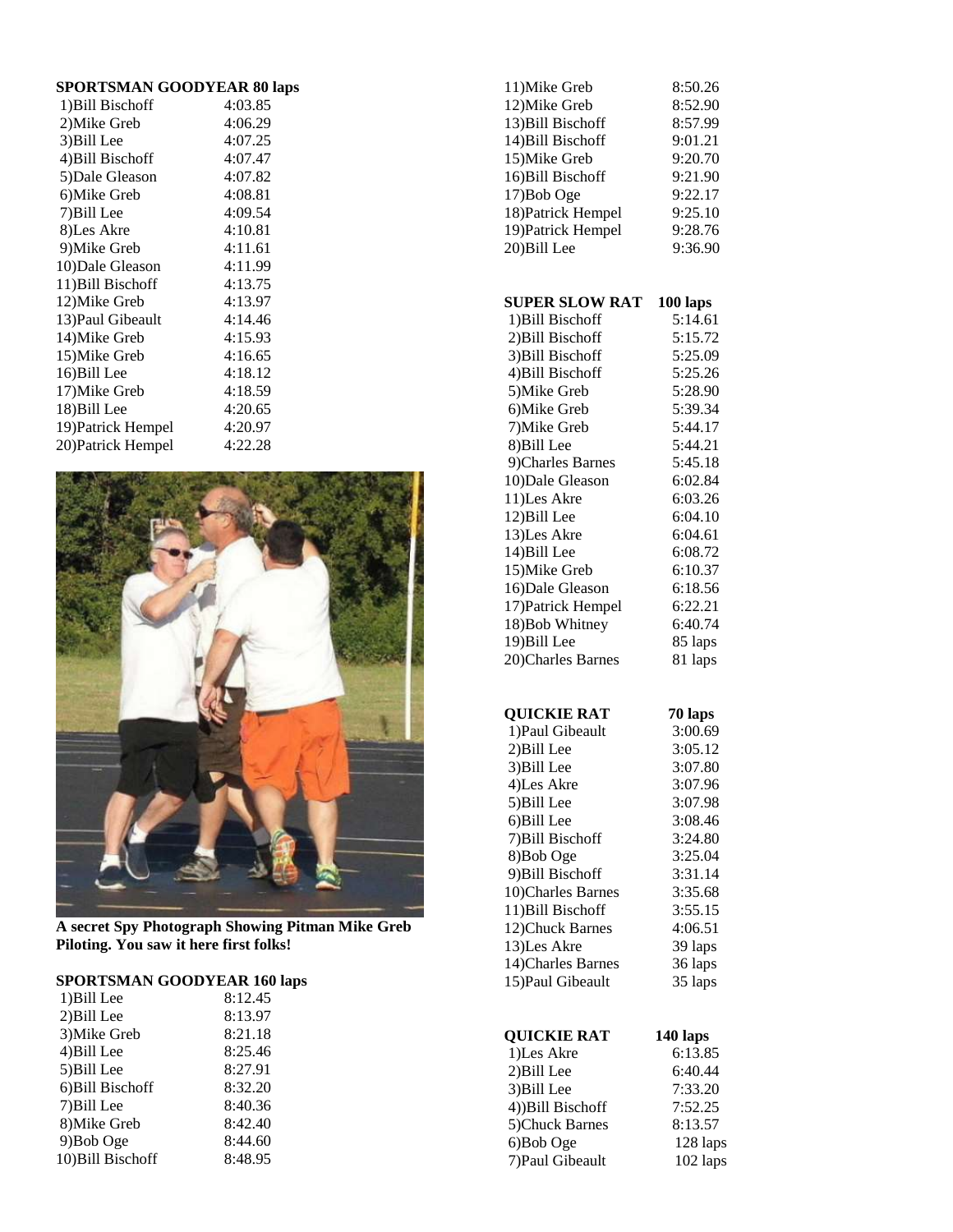**SPORTSMAN GOODYEAR 80 laps**

| | |
|---|---|
| 1)Bill Bischoff | 4:03.85 |
| 2)Mike Greb | 4:06.29 |
| 3)Bill Lee | 4:07.25 |
| 4)Bill Bischoff | 4:07.47 |
| 5)Dale Gleason | 4:07.82 |
| 6)Mike Greb | 4:08.81 |
| 7)Bill Lee | 4:09.54 |
| 8)Les Akre | 4:10.81 |
| 9)Mike Greb | 4:11.61 |
| 10)Dale Gleason | 4:11.99 |
| 11)Bill Bischoff | 4:13.75 |
| 12)Mike Greb | 4:13.97 |
| 13)Paul Gibeault | 4:14.46 |
| 14)Mike Greb | 4:15.93 |
| 15)Mike Greb | 4:16.65 |
| 16)Bill Lee | 4:18.12 |
| 17)Mike Greb | 4:18.59 |
| 18)Bill Lee | 4:20.65 |
| 19)Patrick Hempel | 4:20.97 |
| 20)Patrick Hempel | 4:22.28 |

**A secret Spy Photograph Showing Pitman Mike Greb Piloting. You saw it here first folks!**

**SPORTSMAN GOODYEAR 160 laps**

| | |
|---|---|
| 1)Bill Lee | 8:12.45 |
| 2)Bill Lee | 8:13.97 |
| 3)Mike Greb | 8:21.18 |
| 4)Bill Lee | 8:25.46 |
| 5)Bill Lee | 8:27.91 |
| 6)Bill Bischoff | 8:32.20 |
| 7)Bill Lee | 8:40.36 |
| 8)Mike Greb | 8:42.40 |
| 9)Bob Oge | 8:44.60 |
| 10)Bill Bischoff | 8:48.95 |
| 11)Mike Greb | 8:50.26 |
| 12)Mike Greb | 8:52.90 |
| 13)Bill Bischoff | 8:57.99 |
| 14)Bill Bischoff | 9:01.21 |
| 15)Mike Greb | 9:20.70 |
| 16)Bill Bischoff | 9:21.90 |
| 17)Bob Oge | 9:22.17 |
| 18)Patrick Hempel | 9:25.10 |
| 19)Patrick Hempel | 9:28.76 |
| 20)Bill Lee | 9:36.90 |

| **SUPER SLOW RAT** | **100 laps** |
|---|---|
| 1)Bill Bischoff | 5:14.61 |
| 2)Bill Bischoff | 5:15.72 |
| 3)Bill Bischoff | 5:25.09 |
| 4)Bill Bischoff | 5:25.26 |
| 5)Mike Greb | 5:28.90 |
| 6)Mike Greb | 5:39.34 |
| 7)Mike Greb | 5:44.17 |
| 8)Bill Lee | 5:44.21 |
| 9)Charles Barnes | 5:45.18 |
| 10)Dale Gleason | 6:02.84 |
| 11)Les Akre | 6:03.26 |
| 12)Bill Lee | 6:04.10 |
| 13)Les Akre | 6:04.61 |
| 14)Bill Lee | 6:08.72 |
| 15)Mike Greb | 6:10.37 |
| 16)Dale Gleason | 6:18.56 |
| 17)Patrick Hempel | 6:22.21 |
| 18)Bob Whitney | 6:40.74 |
| 19)Bill Lee | 85 laps |
| 20)Charles Barnes | 81 laps |

| **QUICKIE RAT** | **70 laps** |
|---|---|
| 1)Paul Gibeault | 3:00.69 |
| 2)Bill Lee | 3:05.12 |
| 3)Bill Lee | 3:07.80 |
| 4)Les Akre | 3:07.96 |
| 5)Bill Lee | 3:07.98 |
| 6)Bill Lee | 3:08.46 |
| 7)Bill Bischoff | 3:24.80 |
| 8)Bob Oge | 3:25.04 |
| 9)Bill Bischoff | 3:31.14 |
| 10)Charles Barnes | 3:35.68 |
| 11)Bill Bischoff | 3:55.15 |
| 12)Chuck Barnes | 4:06.51 |
| 13)Les Akre | 39 laps |
| 14)Charles Barnes | 36 laps |
| 15)Paul Gibeault | 35 laps |

| **QUICKIE RAT** | **140 laps** |
|---|---|
| 1)Les Akre | 6:13.85 |
| 2)Bill Lee | 6:40.44 |
| 3)Bill Lee | 7:33.20 |
| 4))Bill Bischoff | 7:52.25 |
| 5)Chuck Barnes | 8:13.57 |
| 6)Bob Oge | 128 laps |
| 7)Paul Gibeault | 102 laps |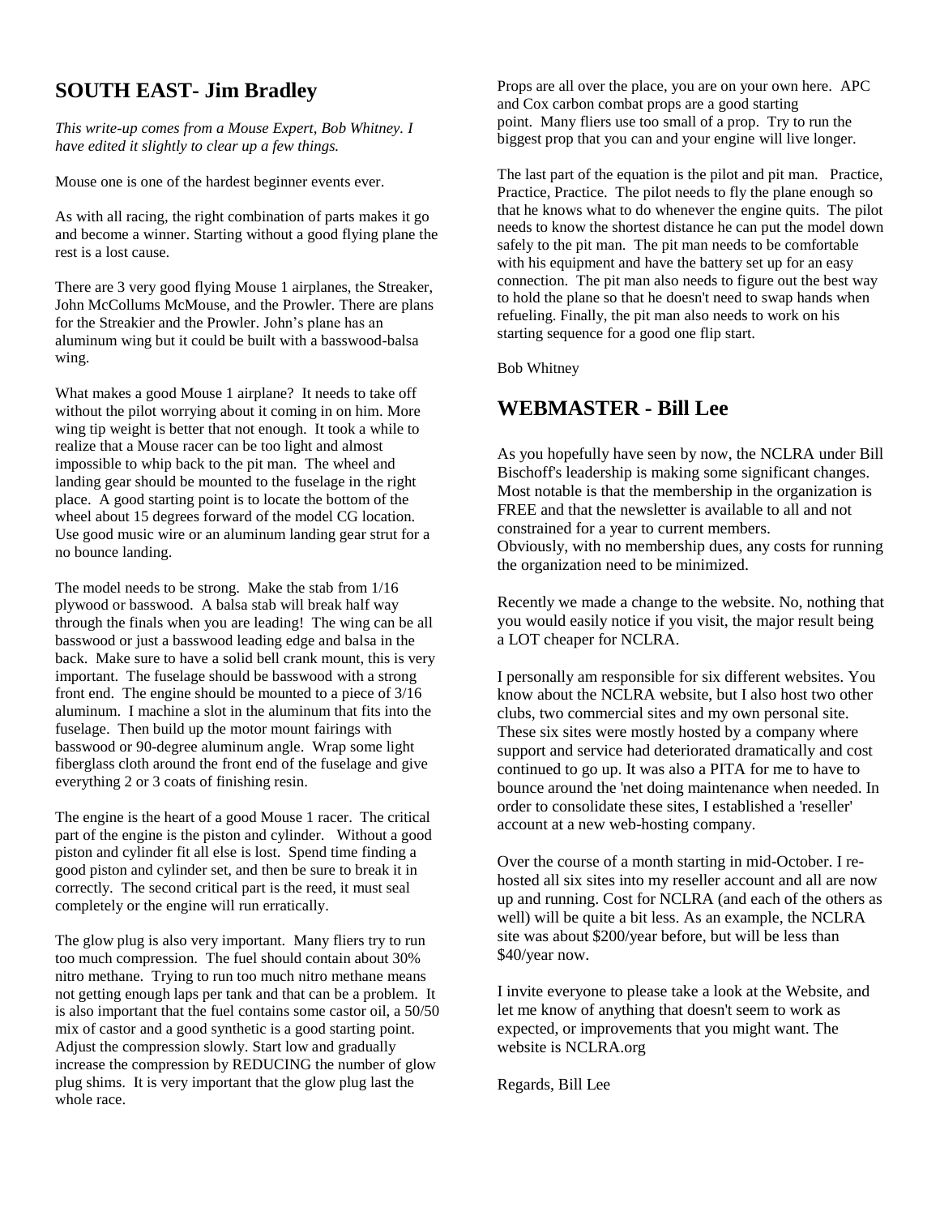## SOUTH EAST- Jim Bradley

*This write-up comes from a Mouse Expert, Bob Whitney. I have edited it slightly to clear up a few things.*

Mouse one is one of the hardest beginner events ever.

As with all racing, the right combination of parts makes it go and become a winner. Starting without a good flying plane the rest is a lost cause.

There are 3 very good flying Mouse 1 airplanes, the Streaker, John McCollums McMouse, and the Prowler. There are plans for the Streakier and the Prowler. John's plane has an aluminum wing but it could be built with a basswood-balsa wing.

What makes a good Mouse 1 airplane? It needs to take off without the pilot worrying about it coming in on him. More wing tip weight is better that not enough. It took a while to realize that a Mouse racer can be too light and almost impossible to whip back to the pit man. The wheel and landing gear should be mounted to the fuselage in the right place. A good starting point is to locate the bottom of the wheel about 15 degrees forward of the model CG location. Use good music wire or an aluminum landing gear strut for a no bounce landing.

The model needs to be strong. Make the stab from 1/16 plywood or basswood. A balsa stab will break half way through the finals when you are leading! The wing can be all basswood or just a basswood leading edge and balsa in the back. Make sure to have a solid bell crank mount, this is very important. The fuselage should be basswood with a strong front end. The engine should be mounted to a piece of 3/16 aluminum. I machine a slot in the aluminum that fits into the fuselage. Then build up the motor mount fairings with basswood or 90-degree aluminum angle. Wrap some light fiberglass cloth around the front end of the fuselage and give everything 2 or 3 coats of finishing resin.

The engine is the heart of a good Mouse 1 racer. The critical part of the engine is the piston and cylinder. Without a good piston and cylinder fit all else is lost. Spend time finding a good piston and cylinder set, and then be sure to break it in correctly. The second critical part is the reed, it must seal completely or the engine will run erratically.

The glow plug is also very important. Many fliers try to run too much compression. The fuel should contain about 30% nitro methane. Trying to run too much nitro methane means not getting enough laps per tank and that can be a problem. It is also important that the fuel contains some castor oil, a 50/50 mix of castor and a good synthetic is a good starting point. Adjust the compression slowly. Start low and gradually increase the compression by REDUCING the number of glow plug shims. It is very important that the glow plug last the whole race.

Props are all over the place, you are on your own here. APC and Cox carbon combat props are a good starting point. Many fliers use too small of a prop. Try to run the biggest prop that you can and your engine will live longer.

The last part of the equation is the pilot and pit man. Practice, Practice, Practice. The pilot needs to fly the plane enough so that he knows what to do whenever the engine quits. The pilot needs to know the shortest distance he can put the model down safely to the pit man. The pit man needs to be comfortable with his equipment and have the battery set up for an easy connection. The pit man also needs to figure out the best way to hold the plane so that he doesn't need to swap hands when refueling. Finally, the pit man also needs to work on his starting sequence for a good one flip start.

Bob Whitney

## WEBMASTER - Bill Lee

As you hopefully have seen by now, the NCLRA under Bill Bischoff's leadership is making some significant changes. Most notable is that the membership in the organization is FREE and that the newsletter is available to all and not constrained for a year to current members.
Obviously, with no membership dues, any costs for running the organization need to be minimized.

Recently we made a change to the website. No, nothing that you would easily notice if you visit, the major result being a LOT cheaper for NCLRA.

I personally am responsible for six different websites. You know about the NCLRA website, but I also host two other clubs, two commercial sites and my own personal site. These six sites were mostly hosted by a company where support and service had deteriorated dramatically and cost continued to go up. It was also a PITA for me to have to bounce around the 'net doing maintenance when needed. In order to consolidate these sites, I established a 'reseller' account at a new web-hosting company.

Over the course of a month starting in mid-October. I re-hosted all six sites into my reseller account and all are now up and running. Cost for NCLRA (and each of the others as well) will be quite a bit less. As an example, the NCLRA site was about $200/year before, but will be less than $40/year now.

I invite everyone to please take a look at the Website, and let me know of anything that doesn't seem to work as expected, or improvements that you might want. The website is NCLRA.org

Regards, Bill Lee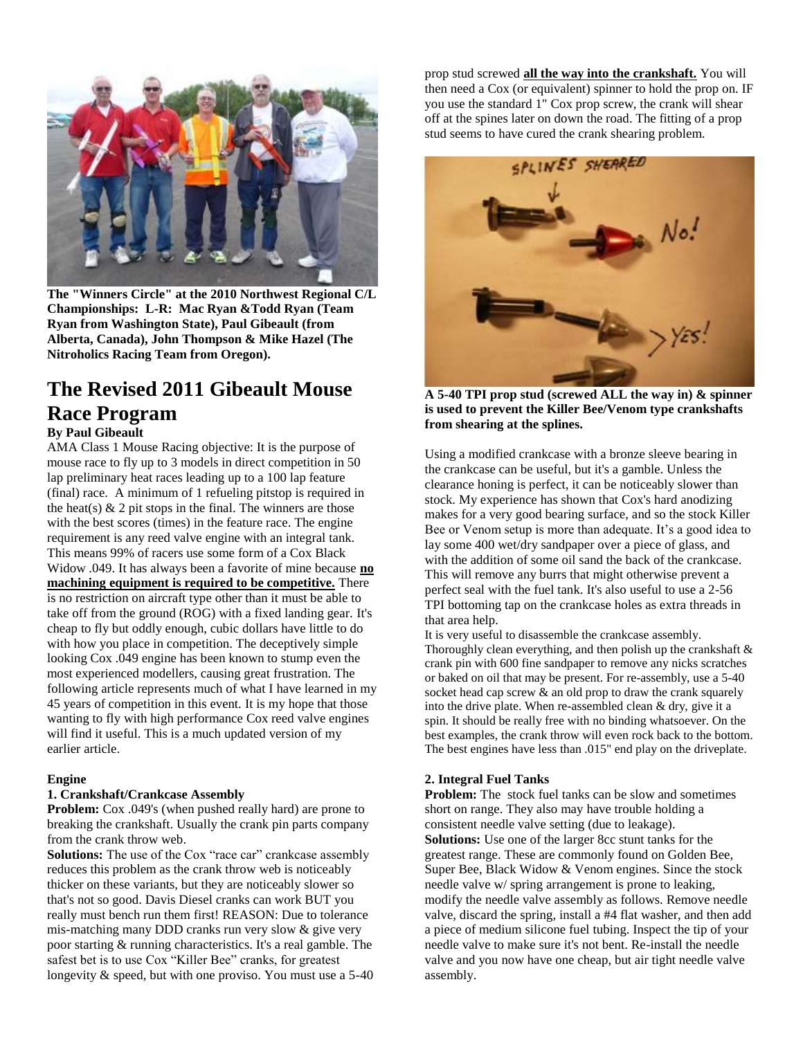**The "Winners Circle" at the 2010 Northwest Regional C/L Championships: L-R: Mac Ryan &Todd Ryan (Team Ryan from Washington State), Paul Gibeault (from Alberta, Canada), John Thompson & Mike Hazel (The Nitroholics Racing Team from Oregon).**

# The Revised 2011 Gibeault Mouse Race Program

**By Paul Gibeault**

AMA Class 1 Mouse Racing objective: It is the purpose of mouse race to fly up to 3 models in direct competition in 50 lap preliminary heat races leading up to a 100 lap feature (final) race. A minimum of 1 refueling pitstop is required in the heat(s) & 2 pit stops in the final. The winners are those with the best scores (times) in the feature race. The engine requirement is any reed valve engine with an integral tank. This means 99% of racers use some form of a Cox Black Widow .049. It has always been a favorite of mine because **no machining equipment is required to be competitive.** There is no restriction on aircraft type other than it must be able to take off from the ground (ROG) with a fixed landing gear. It's cheap to fly but oddly enough, cubic dollars have little to do with how you place in competition. The deceptively simple looking Cox .049 engine has been known to stump even the most experienced modellers, causing great frustration. The following article represents much of what I have learned in my 45 years of competition in this event. It is my hope that those wanting to fly with high performance Cox reed valve engines will find it useful. This is a much updated version of my earlier article.

**Engine**

**1. Crankshaft/Crankcase Assembly**

**Problem:** Cox .049's (when pushed really hard) are prone to breaking the crankshaft. Usually the crank pin parts company from the crank throw web.

**Solutions:** The use of the Cox "race car" crankcase assembly reduces this problem as the crank throw web is noticeably thicker on these variants, but they are noticeably slower so that's not so good. Davis Diesel cranks can work BUT you really must bench run them first! REASON: Due to tolerance mis-matching many DDD cranks run very slow & give very poor starting & running characteristics. It's a real gamble. The safest bet is to use Cox "Killer Bee" cranks, for greatest longevity & speed, but with one proviso. You must use a 5-40 prop stud screwed **all the way into the crankshaft.** You will then need a Cox (or equivalent) spinner to hold the prop on. IF you use the standard 1" Cox prop screw, the crank will shear off at the spines later on down the road. The fitting of a prop stud seems to have cured the crank shearing problem.

**A 5-40 TPI prop stud (screwed ALL the way in) & spinner is used to prevent the Killer Bee/Venom type crankshafts from shearing at the splines.**

Using a modified crankcase with a bronze sleeve bearing in the crankcase can be useful, but it's a gamble. Unless the clearance honing is perfect, it can be noticeably slower than stock. My experience has shown that Cox's hard anodizing makes for a very good bearing surface, and so the stock Killer Bee or Venom setup is more than adequate. It's a good idea to lay some 400 wet/dry sandpaper over a piece of glass, and with the addition of some oil sand the back of the crankcase. This will remove any burrs that might otherwise prevent a perfect seal with the fuel tank. It's also useful to use a 2-56 TPI bottoming tap on the crankcase holes as extra threads in that area help.

It is very useful to disassemble the crankcase assembly. Thoroughly clean everything, and then polish up the crankshaft & crank pin with 600 fine sandpaper to remove any nicks scratches or baked on oil that may be present. For re-assembly, use a 5-40 socket head cap screw & an old prop to draw the crank squarely into the drive plate. When re-assembled clean & dry, give it a spin. It should be really free with no binding whatsoever. On the best examples, the crank throw will even rock back to the bottom. The best engines have less than .015" end play on the driveplate.

**2. Integral Fuel Tanks**

**Problem:** The stock fuel tanks can be slow and sometimes short on range. They also may have trouble holding a consistent needle valve setting (due to leakage).

**Solutions:** Use one of the larger 8cc stunt tanks for the greatest range. These are commonly found on Golden Bee, Super Bee, Black Widow & Venom engines. Since the stock needle valve w/ spring arrangement is prone to leaking, modify the needle valve assembly as follows. Remove needle valve, discard the spring, install a #4 flat washer, and then add a piece of medium silicone fuel tubing. Inspect the tip of your needle valve to make sure it's not bent. Re-install the needle valve and you now have one cheap, but air tight needle valve assembly.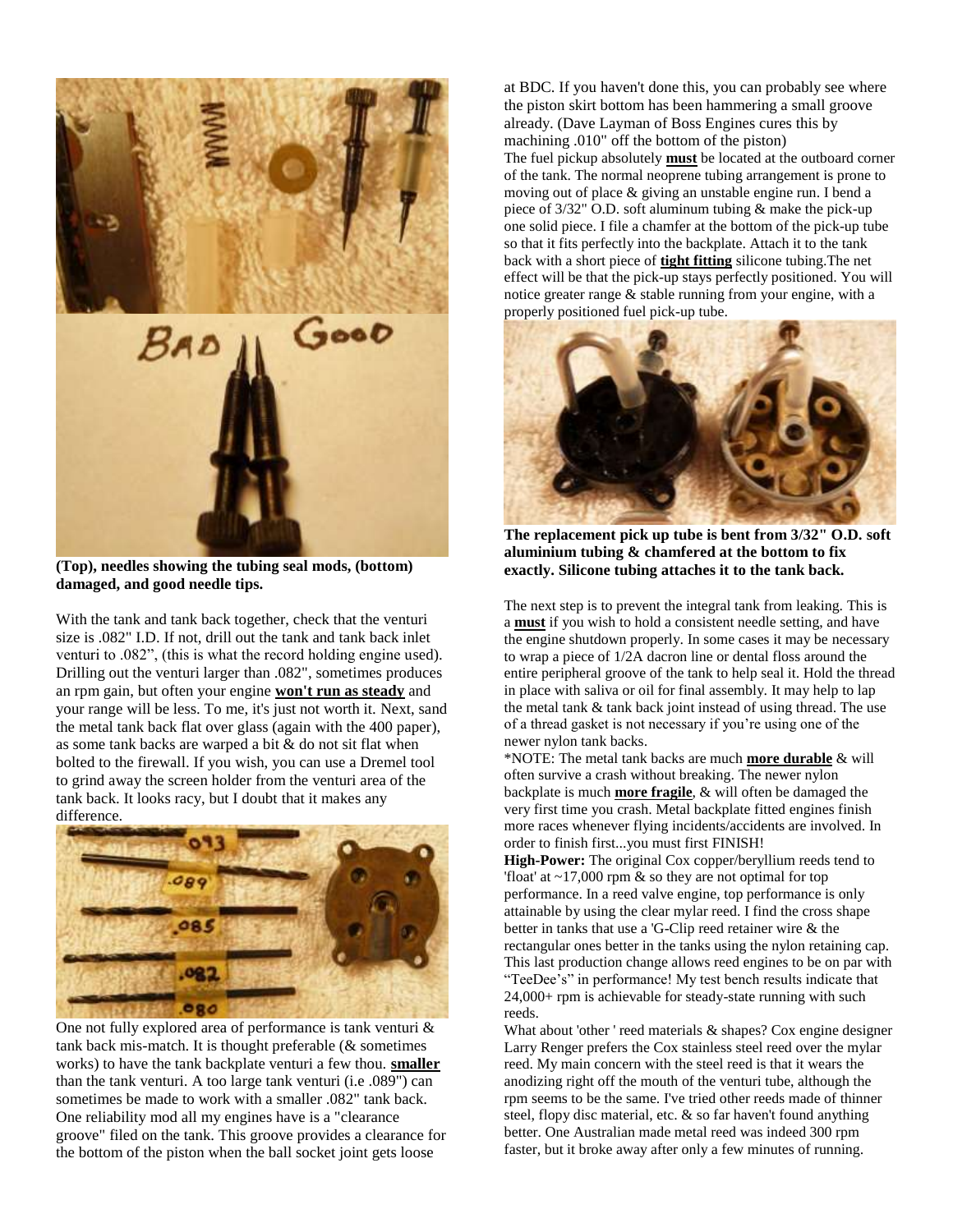(Top), needles showing the tubing seal mods, (bottom) damaged, and good needle tips.

With the tank and tank back together, check that the venturi size is .082" I.D. If not, drill out the tank and tank back inlet venturi to .082", (this is what the record holding engine used). Drilling out the venturi larger than .082", sometimes produces an rpm gain, but often your engine **won't run as steady** and your range will be less. To me, it's just not worth it. Next, sand the metal tank back flat over glass (again with the 400 paper), as some tank backs are warped a bit & do not sit flat when bolted to the firewall. If you wish, you can use a Dremel tool to grind away the screen holder from the venturi area of the tank back. It looks racy, but I doubt that it makes any difference.

One not fully explored area of performance is tank venturi & tank back mis-match. It is thought preferable (& sometimes works) to have the tank backplate venturi a few thou. **smaller** than the tank venturi. A too large tank venturi (i.e .089") can sometimes be made to work with a smaller .082" tank back. One reliability mod all my engines have is a "clearance groove" filed on the tank. This groove provides a clearance for the bottom of the piston when the ball socket joint gets loose at BDC. If you haven't done this, you can probably see where the piston skirt bottom has been hammering a small groove already. (Dave Layman of Boss Engines cures this by machining .010" off the bottom of the piston)

The fuel pickup absolutely **must** be located at the outboard corner of the tank. The normal neoprene tubing arrangement is prone to moving out of place & giving an unstable engine run. I bend a piece of 3/32" O.D. soft aluminum tubing & make the pick-up one solid piece. I file a chamfer at the bottom of the pick-up tube so that it fits perfectly into the backplate. Attach it to the tank back with a short piece of **tight fitting** silicone tubing.The net effect will be that the pick-up stays perfectly positioned. You will notice greater range & stable running from your engine, with a properly positioned fuel pick-up tube.

**The replacement pick up tube is bent from 3/32" O.D. soft aluminium tubing & chamfered at the bottom to fix exactly. Silicone tubing attaches it to the tank back.**

The next step is to prevent the integral tank from leaking. This is a **must** if you wish to hold a consistent needle setting, and have the engine shutdown properly. In some cases it may be necessary to wrap a piece of 1/2A dacron line or dental floss around the entire peripheral groove of the tank to help seal it. Hold the thread in place with saliva or oil for final assembly. It may help to lap the metal tank & tank back joint instead of using thread. The use of a thread gasket is not necessary if you're using one of the newer nylon tank backs.

*NOTE: The metal tank backs are much **more durable** & will often survive a crash without breaking. The newer nylon backplate is much **more fragile**, & will often be damaged the very first time you crash. Metal backplate fitted engines finish more races whenever flying incidents/accidents are involved. In order to finish first...you must first FINISH!

**High-Power:** The original Cox copper/beryllium reeds tend to 'float' at ~17,000 rpm & so they are not optimal for top performance. In a reed valve engine, top performance is only attainable by using the clear mylar reed. I find the cross shape better in tanks that use a 'G-Clip reed retainer wire & the rectangular ones better in the tanks using the nylon retaining cap. This last production change allows reed engines to be on par with "TeeDee's" in performance! My test bench results indicate that 24,000+ rpm is achievable for steady-state running with such reeds.

What about 'other ' reed materials & shapes? Cox engine designer Larry Renger prefers the Cox stainless steel reed over the mylar reed. My main concern with the steel reed is that it wears the anodizing right off the mouth of the venturi tube, although the rpm seems to be the same. I've tried other reeds made of thinner steel, flopy disc material, etc. & so far haven't found anything better. One Australian made metal reed was indeed 300 rpm faster, but it broke away after only a few minutes of running.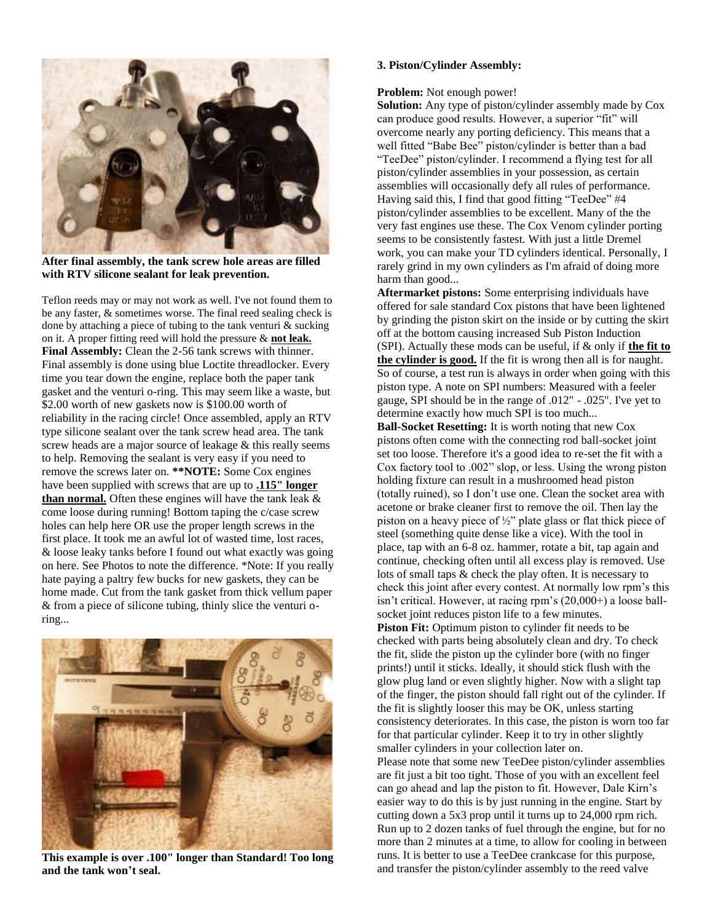**After final assembly, the tank screw hole areas are filled with RTV silicone sealant for leak prevention.**

Teflon reeds may or may not work as well. I've not found them to be any faster, & sometimes worse. The final reed sealing check is done by attaching a piece of tubing to the tank venturi & sucking on it. A proper fitting reed will hold the pressure & **not leak.**

**Final Assembly:** Clean the 2-56 tank screws with thinner. Final assembly is done using blue Loctite threadlocker. Every time you tear down the engine, replace both the paper tank gasket and the venturi o-ring. This may seem like a waste, but \$2.00 worth of new gaskets now is \$100.00 worth of reliability in the racing circle! Once assembled, apply an RTV type silicone sealant over the tank screw head area. The tank screw heads are a major source of leakage & this really seems to help. Removing the sealant is very easy if you need to remove the screws later on. ****NOTE:** Some Cox engines have been supplied with screws that are up to **.115" longer than normal.** Often these engines will have the tank leak & come loose during running! Bottom taping the c/case screw holes can help here OR use the proper length screws in the first place. It took me an awful lot of wasted time, lost races, & loose leaky tanks before I found out what exactly was going on here. See Photos to note the difference. *Note: If you really hate paying a paltry few bucks for new gaskets, they can be home made. Cut from the tank gasket from thick vellum paper & from a piece of silicone tubing, thinly slice the venturi o-ring...

**This example is over .100" longer than Standard! Too long and the tank won't seal.**

### 3. Piston/Cylinder Assembly:

**Problem:** Not enough power!

**Solution:** Any type of piston/cylinder assembly made by Cox can produce good results. However, a superior "fit" will overcome nearly any porting deficiency. This means that a well fitted "Babe Bee" piston/cylinder is better than a bad "TeeDee" piston/cylinder. I recommend a flying test for all piston/cylinder assemblies in your possession, as certain assemblies will occasionally defy all rules of performance. Having said this, I find that good fitting "TeeDee" #4 piston/cylinder assemblies to be excellent. Many of the the very fast engines use these. The Cox Venom cylinder porting seems to be consistently fastest. With just a little Dremel work, you can make your TD cylinders identical. Personally, I rarely grind in my own cylinders as I'm afraid of doing more harm than good...

**Aftermarket pistons:** Some enterprising individuals have offered for sale standard Cox pistons that have been lightened by grinding the piston skirt on the inside or by cutting the skirt off at the bottom causing increased Sub Piston Induction (SPI). Actually these mods can be useful, if & only if **the fit to the cylinder is good.** If the fit is wrong then all is for naught. So of course, a test run is always in order when going with this piston type. A note on SPI numbers: Measured with a feeler gauge, SPI should be in the range of .012" - .025". I've yet to determine exactly how much SPI is too much...

**Ball-Socket Resetting:** It is worth noting that new Cox pistons often come with the connecting rod ball-socket joint set too loose. Therefore it's a good idea to re-set the fit with a Cox factory tool to .002" slop, or less. Using the wrong piston holding fixture can result in a mushroomed head piston (totally ruined), so I don't use one. Clean the socket area with acetone or brake cleaner first to remove the oil. Then lay the piston on a heavy piece of ½" plate glass or flat thick piece of steel (something quite dense like a vice). With the tool in place, tap with an 6-8 oz. hammer, rotate a bit, tap again and continue, checking often until all excess play is removed. Use lots of small taps & check the play often. It is necessary to check this joint after every contest. At normally low rpm's this isn't critical. However, at racing rpm's (20,000+) a loose ball-socket joint reduces piston life to a few minutes.

**Piston Fit:** Optimum piston to cylinder fit needs to be checked with parts being absolutely clean and dry. To check the fit, slide the piston up the cylinder bore (with no finger prints!) until it sticks. Ideally, it should stick flush with the glow plug land or even slightly higher. Now with a slight tap of the finger, the piston should fall right out of the cylinder. If the fit is slightly looser this may be OK, unless starting consistency deteriorates. In this case, the piston is worn too far for that particular cylinder. Keep it to try in other slightly smaller cylinders in your collection later on.

Please note that some new TeeDee piston/cylinder assemblies are fit just a bit too tight. Those of you with an excellent feel can go ahead and lap the piston to fit. However, Dale Kirn's easier way to do this is by just running in the engine. Start by cutting down a 5x3 prop until it turns up to 24,000 rpm rich. Run up to 2 dozen tanks of fuel through the engine, but for no more than 2 minutes at a time, to allow for cooling in between runs. It is better to use a TeeDee crankcase for this purpose, and transfer the piston/cylinder assembly to the reed valve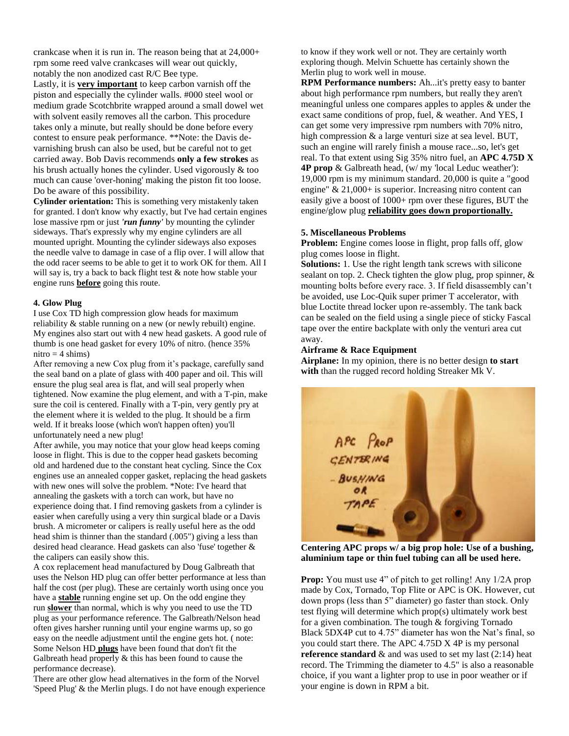crankcase when it is run in. The reason being that at 24,000+ rpm some reed valve crankcases will wear out quickly, notably the non anodized cast R/C Bee type.

Lastly, it is **very important** to keep carbon varnish off the piston and especially the cylinder walls. #000 steel wool or medium grade Scotchbrite wrapped around a small dowel wet with solvent easily removes all the carbon. This procedure takes only a minute, but really should be done before every contest to ensure peak performance. **Note: the Davis de-varnishing brush can also be used, but be careful not to get carried away. Bob Davis recommends **only a few strokes** as his brush actually hones the cylinder. Used vigorously & too much can cause 'over-honing' making the piston fit too loose. Do be aware of this possibility.

**Cylinder orientation:** This is something very mistakenly taken for granted. I don't know why exactly, but I've had certain engines lose massive rpm or just ***'run funny'*** by mounting the cylinder sideways. That's expressly why my engine cylinders are all mounted upright. Mounting the cylinder sideways also exposes the needle valve to damage in case of a flip over. I will allow that the odd racer seems to be able to get it to work OK for them. All I will say is, try a back to back flight test & note how stable your engine runs **before** going this route.

**4. Glow Plug**

I use Cox TD high compression glow heads for maximum reliability & stable running on a new (or newly rebuilt) engine. My engines also start out with 4 new head gaskets. A good rule of thumb is one head gasket for every 10% of nitro. (hence 35% nitro = 4 shims)

After removing a new Cox plug from it's package, carefully sand the seal band on a plate of glass with 400 paper and oil. This will ensure the plug seal area is flat, and will seal properly when tightened. Now examine the plug element, and with a T-pin, make sure the coil is centered. Finally with a T-pin, very gently pry at the element where it is welded to the plug. It should be a firm weld. If it breaks loose (which won't happen often) you'll unfortunately need a new plug!

After awhile, you may notice that your glow head keeps coming loose in flight. This is due to the copper head gaskets becoming old and hardened due to the constant heat cycling. Since the Cox engines use an annealed copper gasket, replacing the head gaskets with new ones will solve the problem. *Note: I've heard that annealing the gaskets with a torch can work, but have no experience doing that. I find removing gaskets from a cylinder is easier when carefully using a very thin surgical blade or a Davis brush. A micrometer or calipers is really useful here as the odd head shim is thinner than the standard (.005") giving a less than desired head clearance. Head gaskets can also 'fuse' together & the calipers can easily show this.

A cox replacement head manufactured by Doug Galbreath that uses the Nelson HD plug can offer better performance at less than half the cost (per plug). These are certainly worth using once you have a **stable** running engine set up. On the odd engine they run **slower** than normal, which is why you need to use the TD plug as your performance reference. The Galbreath/Nelson head often gives harsher running until your engine warms up, so go easy on the needle adjustment until the engine gets hot. ( note: Some Nelson HD **plugs** have been found that don't fit the Galbreath head properly & this has been found to cause the performance decrease).

There are other glow head alternatives in the form of the Norvel 'Speed Plug' & the Merlin plugs. I do not have enough experience to know if they work well or not. They are certainly worth exploring though. Melvin Schuette has certainly shown the Merlin plug to work well in mouse.

**RPM Performance numbers:** Ah...it's pretty easy to banter about high performance rpm numbers, but really they aren't meaningful unless one compares apples to apples & under the exact same conditions of prop, fuel, & weather. And YES, I can get some very impressive rpm numbers with 70% nitro, high compression & a large venturi size at sea level. BUT, such an engine will rarely finish a mouse race...so, let's get real. To that extent using Sig 35% nitro fuel, an **APC 4.75D X 4P prop** & Galbreath head, (w/ my 'local Leduc weather'): 19,000 rpm is my minimum standard. 20,000 is quite a "good engine" & 21,000+ is superior. Increasing nitro content can easily give a boost of 1000+ rpm over these figures, BUT the engine/glow plug **reliability goes down proportionally.**

**5. Miscellaneous Problems**

**Problem:** Engine comes loose in flight, prop falls off, glow plug comes loose in flight.

**Solutions:** 1. Use the right length tank screws with silicone sealant on top. 2. Check tighten the glow plug, prop spinner, & mounting bolts before every race. 3. If field disassembly can't be avoided, use Loc-Quik super primer T accelerator, with blue Loctite thread locker upon re-assembly. The tank back can be sealed on the field using a single piece of sticky Fascal tape over the entire backplate with only the venturi area cut away.

**Airframe & Race Equipment**

**Airplane:** In my opinion, there is no better design **to start with** than the rugged record holding Streaker Mk V.

**Centering APC props w/ a big prop hole: Use of a bushing, aluminium tape or thin fuel tubing can all be used here.**

**Prop:** You must use 4" of pitch to get rolling! Any 1/2A prop made by Cox, Tornado, Top Flite or APC is OK. However, cut down props (less than 5" diameter) go faster than stock. Only test flying will determine which prop(s) ultimately work best for a given combination. The tough & forgiving Tornado Black 5DX4P cut to 4.75" diameter has won the Nat's final, so you could start there. The APC 4.75D X 4P is my personal **reference standard** & and was used to set my last (2:14) heat record. The Trimming the diameter to 4.5" is also a reasonable choice, if you want a lighter prop to use in poor weather or if your engine is down in RPM a bit.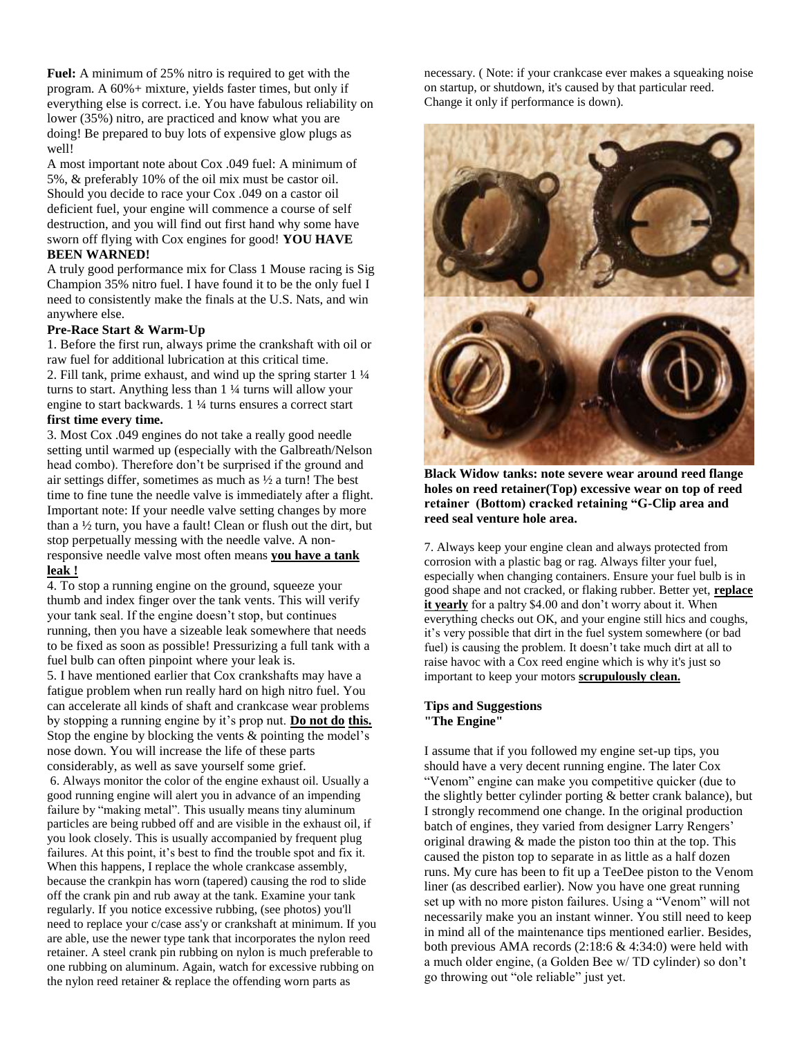**Fuel:** A minimum of 25% nitro is required to get with the program. A 60%+ mixture, yields faster times, but only if everything else is correct. i.e. You have fabulous reliability on lower (35%) nitro, are practiced and know what you are doing! Be prepared to buy lots of expensive glow plugs as well!

A most important note about Cox .049 fuel: A minimum of 5%, & preferably 10% of the oil mix must be castor oil. Should you decide to race your Cox .049 on a castor oil deficient fuel, your engine will commence a course of self destruction, and you will find out first hand why some have sworn off flying with Cox engines for good! **YOU HAVE BEEN WARNED!**

A truly good performance mix for Class 1 Mouse racing is Sig Champion 35% nitro fuel. I have found it to be the only fuel I need to consistently make the finals at the U.S. Nats, and win anywhere else.

**Pre-Race Start & Warm-Up**

1. Before the first run, always prime the crankshaft with oil or raw fuel for additional lubrication at this critical time.
2. Fill tank, prime exhaust, and wind up the spring starter 1 ¼ turns to start. Anything less than 1 ¼ turns will allow your engine to start backwards. 1 ¼ turns ensures a correct start **first time every time.**
3. Most Cox .049 engines do not take a really good needle setting until warmed up (especially with the Galbreath/Nelson head combo). Therefore don't be surprised if the ground and air settings differ, sometimes as much as ½ a turn! The best time to fine tune the needle valve is immediately after a flight. Important note: If your needle valve setting changes by more than a ½ turn, you have a fault! Clean or flush out the dirt, but stop perpetually messing with the needle valve. A non-responsive needle valve most often means **you have a tank leak !**
4. To stop a running engine on the ground, squeeze your thumb and index finger over the tank vents. This will verify your tank seal. If the engine doesn't stop, but continues running, then you have a sizeable leak somewhere that needs to be fixed as soon as possible! Pressurizing a full tank with a fuel bulb can often pinpoint where your leak is.
5. I have mentioned earlier that Cox crankshafts may have a fatigue problem when run really hard on high nitro fuel. You can accelerate all kinds of shaft and crankcase wear problems by stopping a running engine by it's prop nut. **Do not do this.** Stop the engine by blocking the vents & pointing the model's nose down. You will increase the life of these parts considerably, as well as save yourself some grief.
6. Always monitor the color of the engine exhaust oil. Usually a good running engine will alert you in advance of an impending failure by "making metal". This usually means tiny aluminum particles are being rubbed off and are visible in the exhaust oil, if you look closely. This is usually accompanied by frequent plug failures. At this point, it's best to find the trouble spot and fix it. When this happens, I replace the whole crankcase assembly, because the crankpin has worn (tapered) causing the rod to slide off the crank pin and rub away at the tank. Examine your tank regularly. If you notice excessive rubbing, (see photos) you'll need to replace your c/case ass'y or crankshaft at minimum. If you are able, use the newer type tank that incorporates the nylon reed retainer. A steel crank pin rubbing on nylon is much preferable to one rubbing on aluminum. Again, watch for excessive rubbing on the nylon reed retainer & replace the offending worn parts as necessary. ( Note: if your crankcase ever makes a squeaking noise on startup, or shutdown, it's caused by that particular reed. Change it only if performance is down).

**Black Widow tanks: note severe wear around reed flange holes on reed retainer(Top) excessive wear on top of reed retainer (Bottom) cracked retaining "G-Clip area and reed seal venture hole area.**

7. Always keep your engine clean and always protected from corrosion with a plastic bag or rag. Always filter your fuel, especially when changing containers. Ensure your fuel bulb is in good shape and not cracked, or flaking rubber. Better yet, **replace it yearly** for a paltry $4.00 and don't worry about it. When everything checks out OK, and your engine still hics and coughs, it's very possible that dirt in the fuel system somewhere (or bad fuel) is causing the problem. It doesn't take much dirt at all to raise havoc with a Cox reed engine which is why it's just so important to keep your motors **scrupulously clean.**

**Tips and Suggestions**
**"The Engine"**

I assume that if you followed my engine set-up tips, you should have a very decent running engine. The later Cox "Venom" engine can make you competitive quicker (due to the slightly better cylinder porting & better crank balance), but I strongly recommend one change. In the original production batch of engines, they varied from designer Larry Rengers' original drawing & made the piston too thin at the top. This caused the piston top to separate in as little as a half dozen runs. My cure has been to fit up a TeeDee piston to the Venom liner (as described earlier). Now you have one great running set up with no more piston failures. Using a "Venom" will not necessarily make you an instant winner. You still need to keep in mind all of the maintenance tips mentioned earlier. Besides, both previous AMA records (2:18:6 & 4:34:0) were held with a much older engine, (a Golden Bee w/ TD cylinder) so don't go throwing out "ole reliable" just yet.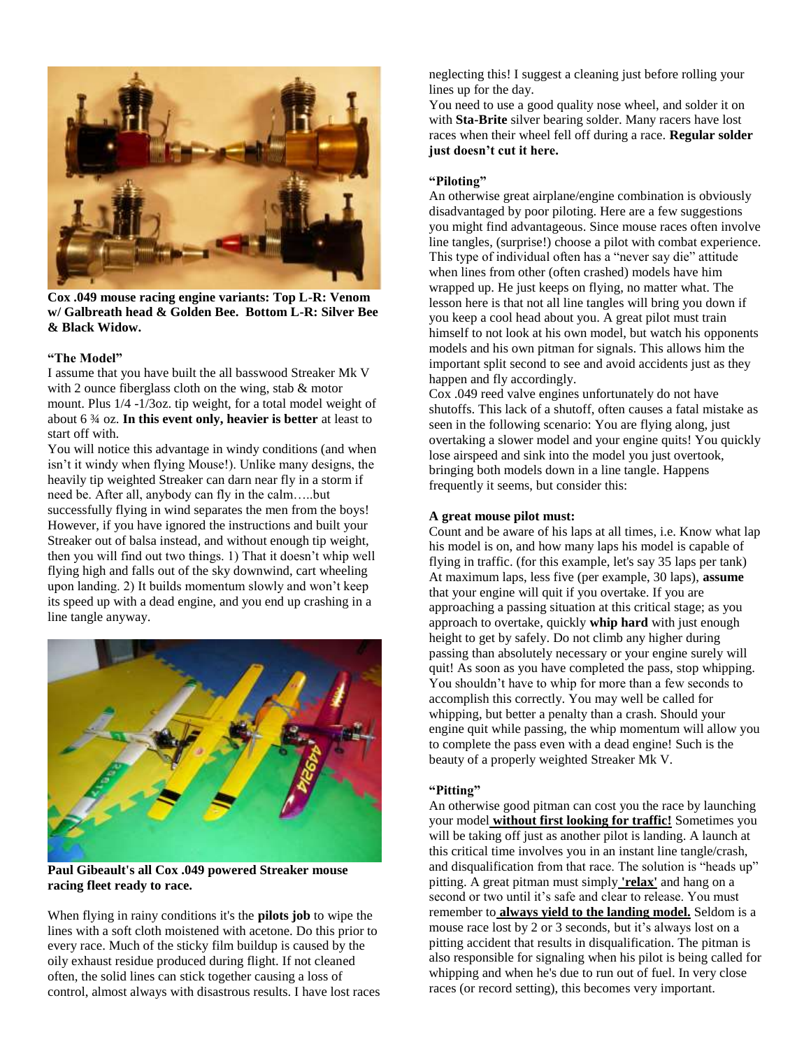**Cox .049 mouse racing engine variants: Top L-R: Venom w/ Galbreath head & Golden Bee. Bottom L-R: Silver Bee & Black Widow.**

**"The Model"**

I assume that you have built the all basswood Streaker Mk V with 2 ounce fiberglass cloth on the wing, stab & motor mount. Plus 1/4 -1/3oz. tip weight, for a total model weight of about 6 ¾ oz. **In this event only, heavier is better** at least to start off with.

You will notice this advantage in windy conditions (and when isn't it windy when flying Mouse!). Unlike many designs, the heavily tip weighted Streaker can darn near fly in a storm if need be. After all, anybody can fly in the calm…..but successfully flying in wind separates the men from the boys! However, if you have ignored the instructions and built your Streaker out of balsa instead, and without enough tip weight, then you will find out two things. 1) That it doesn't whip well flying high and falls out of the sky downwind, cart wheeling upon landing. 2) It builds momentum slowly and won't keep its speed up with a dead engine, and you end up crashing in a line tangle anyway.

**Paul Gibeault's all Cox .049 powered Streaker mouse racing fleet ready to race.**

When flying in rainy conditions it's the **pilots job** to wipe the lines with a soft cloth moistened with acetone. Do this prior to every race. Much of the sticky film buildup is caused by the oily exhaust residue produced during flight. If not cleaned often, the solid lines can stick together causing a loss of control, almost always with disastrous results. I have lost races neglecting this! I suggest a cleaning just before rolling your lines up for the day.

You need to use a good quality nose wheel, and solder it on with **Sta-Brite** silver bearing solder. Many racers have lost races when their wheel fell off during a race. **Regular solder just doesn't cut it here.**

**"Piloting"**

An otherwise great airplane/engine combination is obviously disadvantaged by poor piloting. Here are a few suggestions you might find advantageous. Since mouse races often involve line tangles, (surprise!) choose a pilot with combat experience. This type of individual often has a "never say die" attitude when lines from other (often crashed) models have him wrapped up. He just keeps on flying, no matter what. The lesson here is that not all line tangles will bring you down if you keep a cool head about you. A great pilot must train himself to not look at his own model, but watch his opponents models and his own pitman for signals. This allows him the important split second to see and avoid accidents just as they happen and fly accordingly.

Cox .049 reed valve engines unfortunately do not have shutoffs. This lack of a shutoff, often causes a fatal mistake as seen in the following scenario: You are flying along, just overtaking a slower model and your engine quits! You quickly lose airspeed and sink into the model you just overtook, bringing both models down in a line tangle. Happens frequently it seems, but consider this:

**A great mouse pilot must:**

Count and be aware of his laps at all times, i.e. Know what lap his model is on, and how many laps his model is capable of flying in traffic. (for this example, let's say 35 laps per tank) At maximum laps, less five (per example, 30 laps), **assume** that your engine will quit if you overtake. If you are approaching a passing situation at this critical stage; as you approach to overtake, quickly **whip hard** with just enough height to get by safely. Do not climb any higher during passing than absolutely necessary or your engine surely will quit! As soon as you have completed the pass, stop whipping. You shouldn't have to whip for more than a few seconds to accomplish this correctly. You may well be called for whipping, but better a penalty than a crash. Should your engine quit while passing, the whip momentum will allow you to complete the pass even with a dead engine! Such is the beauty of a properly weighted Streaker Mk V.

**"Pitting"**

An otherwise good pitman can cost you the race by launching your model **without first looking for traffic!** Sometimes you will be taking off just as another pilot is landing. A launch at this critical time involves you in an instant line tangle/crash, and disqualification from that race. The solution is "heads up" pitting. A great pitman must simply **'relax'** and hang on a second or two until it's safe and clear to release. You must remember to **always yield to the landing model.** Seldom is a mouse race lost by 2 or 3 seconds, but it's always lost on a pitting accident that results in disqualification. The pitman is also responsible for signaling when his pilot is being called for whipping and when he's due to run out of fuel. In very close races (or record setting), this becomes very important.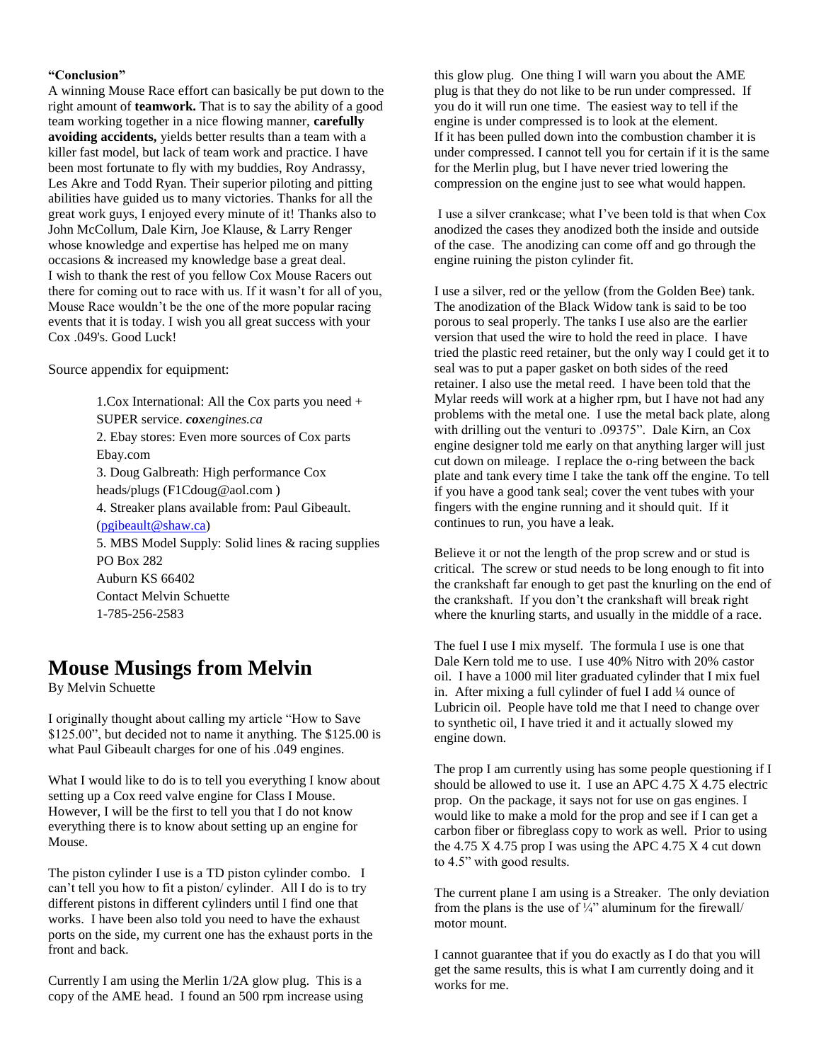**"Conclusion"**

A winning Mouse Race effort can basically be put down to the right amount of **teamwork.** That is to say the ability of a good team working together in a nice flowing manner, **carefully avoiding accidents,** yields better results than a team with a killer fast model, but lack of team work and practice. I have been most fortunate to fly with my buddies, Roy Andrassy, Les Akre and Todd Ryan. Their superior piloting and pitting abilities have guided us to many victories. Thanks for all the great work guys, I enjoyed every minute of it! Thanks also to John McCollum, Dale Kirn, Joe Klause, & Larry Renger whose knowledge and expertise has helped me on many occasions & increased my knowledge base a great deal.
I wish to thank the rest of you fellow Cox Mouse Racers out there for coming out to race with us. If it wasn't for all of you, Mouse Race wouldn't be the one of the more popular racing events that it is today. I wish you all great success with your Cox .049's. Good Luck!

Source appendix for equipment:

1.Cox International: All the Cox parts you need + SUPER service. ***cox****engines.ca*
2. Ebay stores: Even more sources of Cox parts Ebay.com
3. Doug Galbreath: High performance Cox heads/plugs (F1Cdoug@aol.com )
4. Streaker plans available from: Paul Gibeault. (pgibeault@shaw.ca)
5. MBS Model Supply: Solid lines & racing supplies
PO Box 282
Auburn KS 66402
Contact Melvin Schuette
1-785-256-2583

# Mouse Musings from Melvin

By Melvin Schuette

I originally thought about calling my article "How to Save $125.00", but decided not to name it anything. The $125.00 is what Paul Gibeault charges for one of his .049 engines.

What I would like to do is to tell you everything I know about setting up a Cox reed valve engine for Class I Mouse. However, I will be the first to tell you that I do not know everything there is to know about setting up an engine for Mouse.

The piston cylinder I use is a TD piston cylinder combo. I can't tell you how to fit a piston/ cylinder. All I do is to try different pistons in different cylinders until I find one that works. I have been also told you need to have the exhaust ports on the side, my current one has the exhaust ports in the front and back.

Currently I am using the Merlin 1/2A glow plug. This is a copy of the AME head. I found an 500 rpm increase using this glow plug. One thing I will warn you about the AME plug is that they do not like to be run under compressed. If you do it will run one time. The easiest way to tell if the engine is under compressed is to look at the element.
If it has been pulled down into the combustion chamber it is under compressed. I cannot tell you for certain if it is the same for the Merlin plug, but I have never tried lowering the compression on the engine just to see what would happen.

I use a silver crankcase; what I've been told is that when Cox anodized the cases they anodized both the inside and outside of the case. The anodizing can come off and go through the engine ruining the piston cylinder fit.

I use a silver, red or the yellow (from the Golden Bee) tank. The anodization of the Black Widow tank is said to be too porous to seal properly. The tanks I use also are the earlier version that used the wire to hold the reed in place. I have tried the plastic reed retainer, but the only way I could get it to seal was to put a paper gasket on both sides of the reed retainer. I also use the metal reed. I have been told that the Mylar reeds will work at a higher rpm, but I have not had any problems with the metal one. I use the metal back plate, along with drilling out the venturi to .09375". Dale Kirn, an Cox engine designer told me early on that anything larger will just cut down on mileage. I replace the o-ring between the back plate and tank every time I take the tank off the engine. To tell if you have a good tank seal; cover the vent tubes with your fingers with the engine running and it should quit. If it continues to run, you have a leak.

Believe it or not the length of the prop screw and or stud is critical. The screw or stud needs to be long enough to fit into the crankshaft far enough to get past the knurling on the end of the crankshaft. If you don't the crankshaft will break right where the knurling starts, and usually in the middle of a race.

The fuel I use I mix myself. The formula I use is one that Dale Kern told me to use. I use 40% Nitro with 20% castor oil. I have a 1000 mil liter graduated cylinder that I mix fuel in. After mixing a full cylinder of fuel I add ¼ ounce of Lubricin oil. People have told me that I need to change over to synthetic oil, I have tried it and it actually slowed my engine down.

The prop I am currently using has some people questioning if I should be allowed to use it. I use an APC 4.75 X 4.75 electric prop. On the package, it says not for use on gas engines. I would like to make a mold for the prop and see if I can get a carbon fiber or fibreglass copy to work as well. Prior to using the 4.75 X 4.75 prop I was using the APC 4.75 X 4 cut down to 4.5" with good results.

The current plane I am using is a Streaker. The only deviation from the plans is the use of ¼" aluminum for the firewall/ motor mount.

I cannot guarantee that if you do exactly as I do that you will get the same results, this is what I am currently doing and it works for me.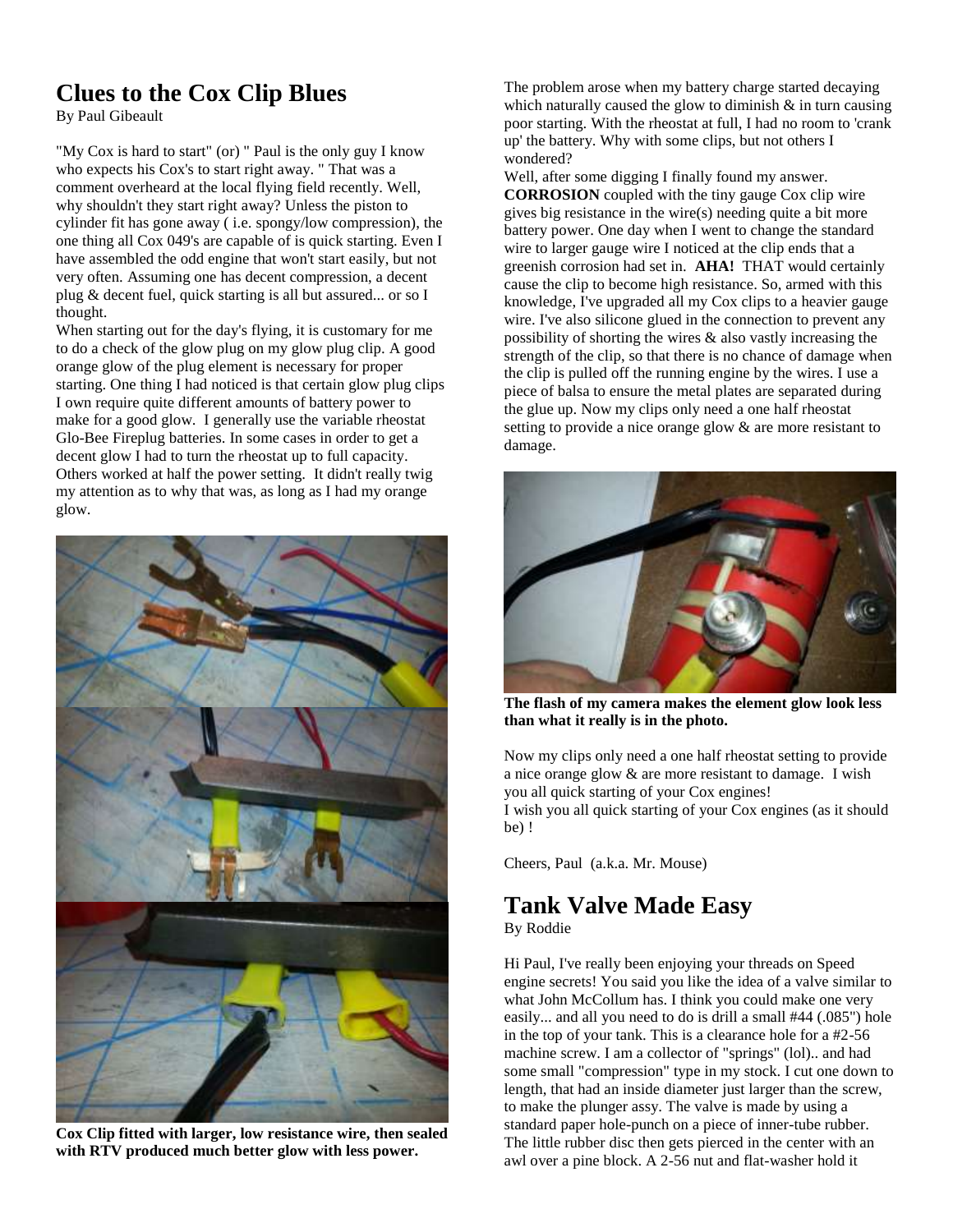# Clues to the Cox Clip Blues

By Paul Gibeault

"My Cox is hard to start" (or) " Paul is the only guy I know who expects his Cox's to start right away. " That was a comment overheard at the local flying field recently. Well, why shouldn't they start right away? Unless the piston to cylinder fit has gone away ( i.e. spongy/low compression), the one thing all Cox 049's are capable of is quick starting. Even I have assembled the odd engine that won't start easily, but not very often. Assuming one has decent compression, a decent plug & decent fuel, quick starting is all but assured... or so I thought.

When starting out for the day's flying, it is customary for me to do a check of the glow plug on my glow plug clip. A good orange glow of the plug element is necessary for proper starting. One thing I had noticed is that certain glow plug clips I own require quite different amounts of battery power to make for a good glow. I generally use the variable rheostat Glo-Bee Fireplug batteries. In some cases in order to get a decent glow I had to turn the rheostat up to full capacity. Others worked at half the power setting. It didn't really twig my attention as to why that was, as long as I had my orange glow.

**Cox Clip fitted with larger, low resistance wire, then sealed with RTV produced much better glow with less power.**

The problem arose when my battery charge started decaying which naturally caused the glow to diminish & in turn causing poor starting. With the rheostat at full, I had no room to 'crank up' the battery. Why with some clips, but not others I wondered?

Well, after some digging I finally found my answer. **CORROSION** coupled with the tiny gauge Cox clip wire gives big resistance in the wire(s) needing quite a bit more battery power. One day when I went to change the standard wire to larger gauge wire I noticed at the clip ends that a greenish corrosion had set in. **AHA!** THAT would certainly cause the clip to become high resistance. So, armed with this knowledge, I've upgraded all my Cox clips to a heavier gauge wire. I've also silicone glued in the connection to prevent any possibility of shorting the wires & also vastly increasing the strength of the clip, so that there is no chance of damage when the clip is pulled off the running engine by the wires. I use a piece of balsa to ensure the metal plates are separated during the glue up. Now my clips only need a one half rheostat setting to provide a nice orange glow & are more resistant to damage.

**The flash of my camera makes the element glow look less than what it really is in the photo.**

Now my clips only need a one half rheostat setting to provide a nice orange glow & are more resistant to damage. I wish you all quick starting of your Cox engines!

I wish you all quick starting of your Cox engines (as it should be) !

Cheers, Paul (a.k.a. Mr. Mouse)

# Tank Valve Made Easy

By Roddie

Hi Paul, I've really been enjoying your threads on Speed engine secrets! You said you like the idea of a valve similar to what John McCollum has. I think you could make one very easily... and all you need to do is drill a small #44 (.085") hole in the top of your tank. This is a clearance hole for a #2-56 machine screw. I am a collector of "springs" (lol).. and had some small "compression" type in my stock. I cut one down to length, that had an inside diameter just larger than the screw, to make the plunger assy. The valve is made by using a standard paper hole-punch on a piece of inner-tube rubber. The little rubber disc then gets pierced in the center with an awl over a pine block. A 2-56 nut and flat-washer hold it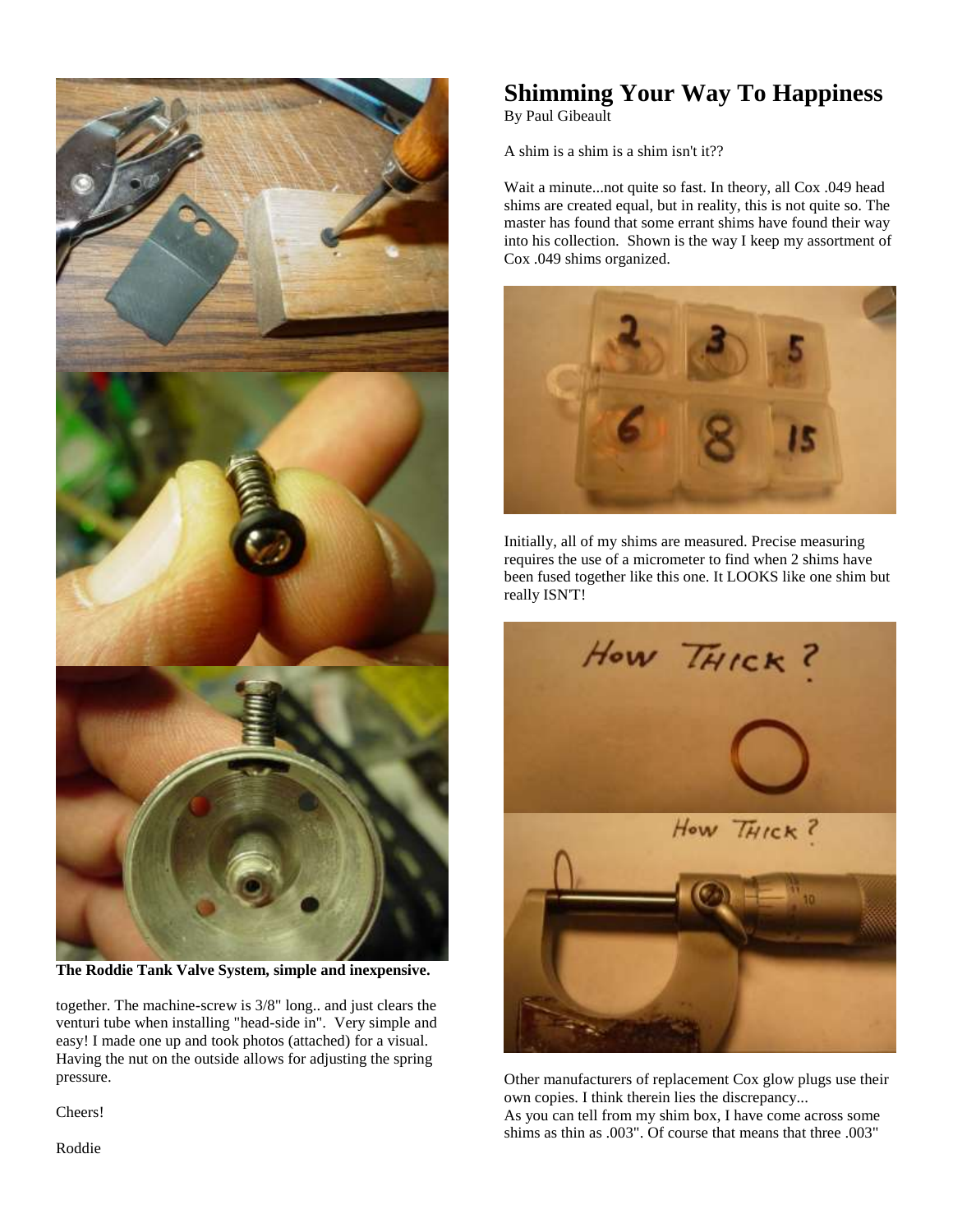**The Roddie Tank Valve System, simple and inexpensive.**

together. The machine-screw is 3/8" long.. and just clears the venturi tube when installing "head-side in". Very simple and easy! I made one up and took photos (attached) for a visual. Having the nut on the outside allows for adjusting the spring pressure.

Cheers!

Roddie

# Shimming Your Way To Happiness

By Paul Gibeault

A shim is a shim is a shim isn't it??

Wait a minute...not quite so fast. In theory, all Cox .049 head shims are created equal, but in reality, this is not quite so. The master has found that some errant shims have found their way into his collection. Shown is the way I keep my assortment of Cox .049 shims organized.

Initially, all of my shims are measured. Precise measuring requires the use of a micrometer to find when 2 shims have been fused together like this one. It LOOKS like one shim but really ISN'T!

Other manufacturers of replacement Cox glow plugs use their own copies. I think therein lies the discrepancy...
As you can tell from my shim box, I have come across some shims as thin as .003". Of course that means that three .003"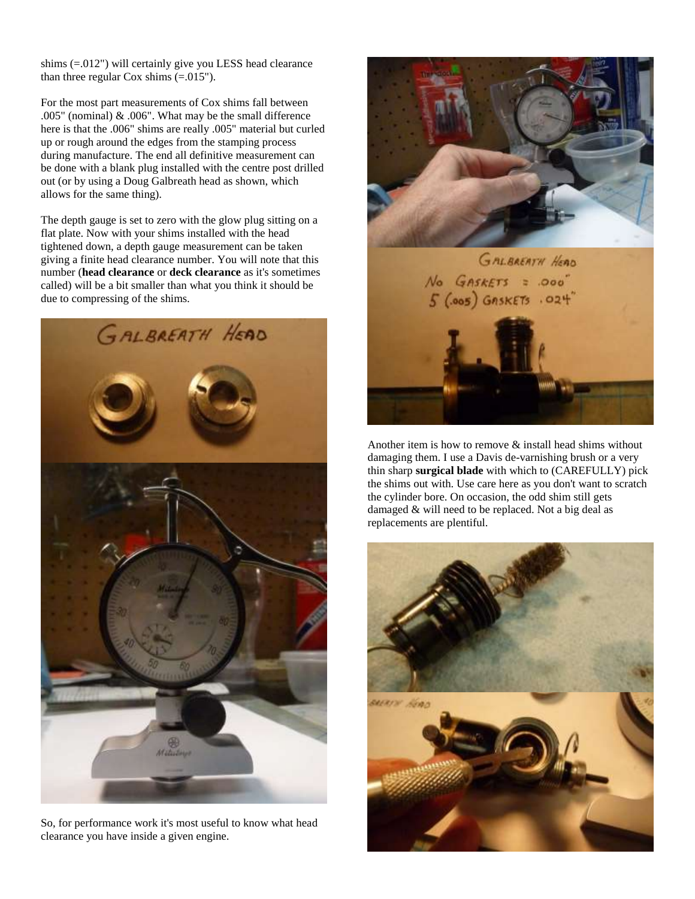shims (=.012") will certainly give you LESS head clearance than three regular Cox shims (=.015").

For the most part measurements of Cox shims fall between .005" (nominal) & .006". What may be the small difference here is that the .006" shims are really .005" material but curled up or rough around the edges from the stamping process during manufacture. The end all definitive measurement can be done with a blank plug installed with the centre post drilled out (or by using a Doug Galbreath head as shown, which allows for the same thing).

The depth gauge is set to zero with the glow plug sitting on a flat plate. Now with your shims installed with the head tightened down, a depth gauge measurement can be taken giving a finite head clearance number. You will note that this number (**head clearance** or **deck clearance** as it's sometimes called) will be a bit smaller than what you think it should be due to compressing of the shims.

So, for performance work it's most useful to know what head clearance you have inside a given engine.

Another item is how to remove & install head shims without damaging them. I use a Davis de-varnishing brush or a very thin sharp **surgical blade** with which to (CAREFULLY) pick the shims out with. Use care here as you don't want to scratch the cylinder bore. On occasion, the odd shim still gets damaged & will need to be replaced. Not a big deal as replacements are plentiful.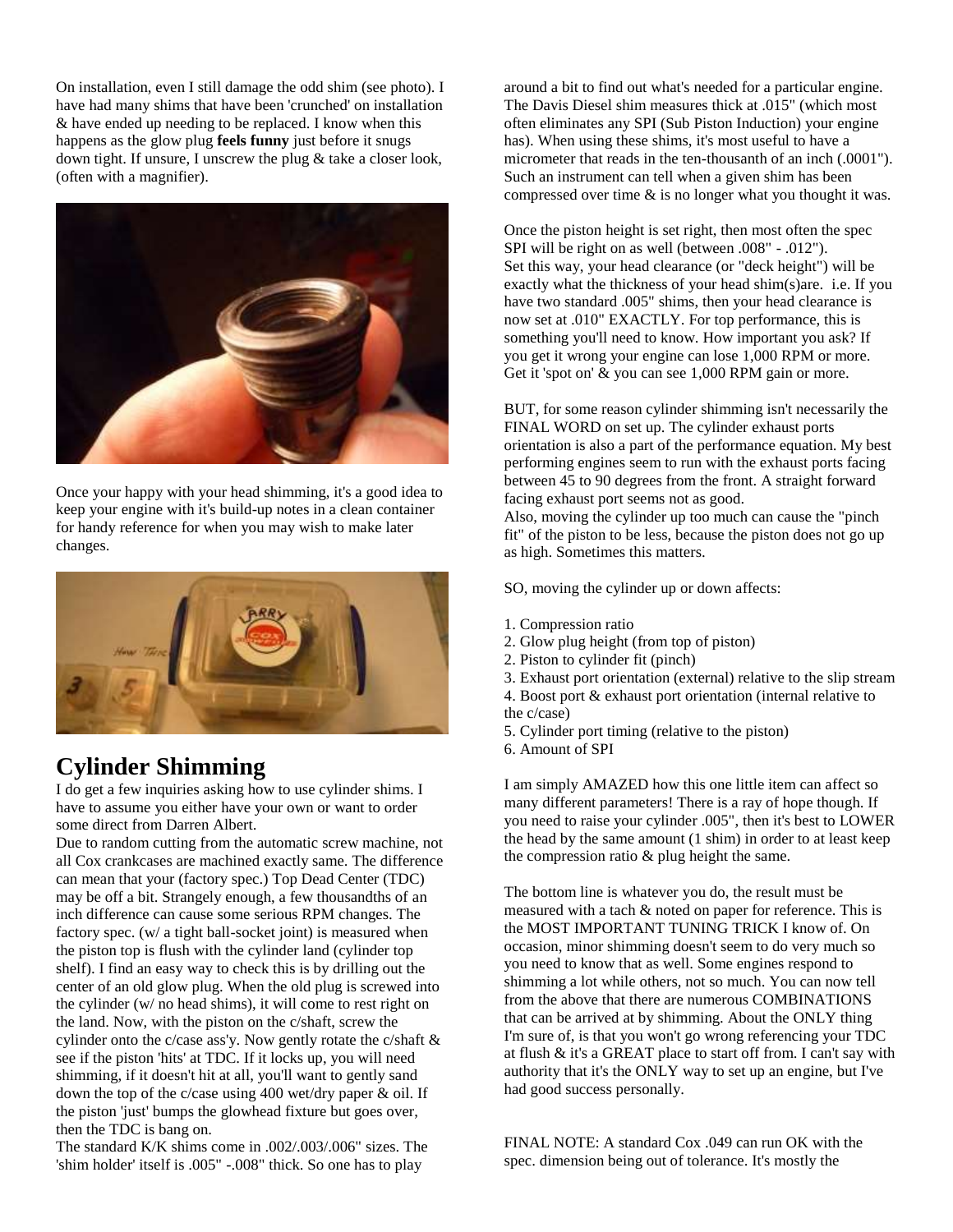On installation, even I still damage the odd shim (see photo). I have had many shims that have been 'crunched' on installation & have ended up needing to be replaced. I know when this happens as the glow plug **feels funny** just before it snugs down tight. If unsure, I unscrew the plug & take a closer look, (often with a magnifier).

Once your happy with your head shimming, it's a good idea to keep your engine with it's build-up notes in a clean container for handy reference for when you may wish to make later changes.

## Cylinder Shimming

I do get a few inquiries asking how to use cylinder shims. I have to assume you either have your own or want to order some direct from Darren Albert.

Due to random cutting from the automatic screw machine, not all Cox crankcases are machined exactly same. The difference can mean that your (factory spec.) Top Dead Center (TDC) may be off a bit. Strangely enough, a few thousandths of an inch difference can cause some serious RPM changes. The factory spec. (w/ a tight ball-socket joint) is measured when the piston top is flush with the cylinder land (cylinder top shelf). I find an easy way to check this is by drilling out the center of an old glow plug. When the old plug is screwed into the cylinder (w/ no head shims), it will come to rest right on the land. Now, with the piston on the c/shaft, screw the cylinder onto the c/case ass'y. Now gently rotate the c/shaft & see if the piston 'hits' at TDC. If it locks up, you will need shimming, if it doesn't hit at all, you'll want to gently sand down the top of the c/case using 400 wet/dry paper & oil. If the piston 'just' bumps the glowhead fixture but goes over, then the TDC is bang on.

The standard K/K shims come in .002/.003/.006" sizes. The 'shim holder' itself is .005" -.008" thick. So one has to play around a bit to find out what's needed for a particular engine. The Davis Diesel shim measures thick at .015" (which most often eliminates any SPI (Sub Piston Induction) your engine has). When using these shims, it's most useful to have a micrometer that reads in the ten-thousanth of an inch (.0001"). Such an instrument can tell when a given shim has been compressed over time & is no longer what you thought it was.

Once the piston height is set right, then most often the spec SPI will be right on as well (between .008" - .012"). Set this way, your head clearance (or "deck height") will be exactly what the thickness of your head shim(s)are. i.e. If you have two standard .005" shims, then your head clearance is now set at .010" EXACTLY. For top performance, this is something you'll need to know. How important you ask? If you get it wrong your engine can lose 1,000 RPM or more. Get it 'spot on' & you can see 1,000 RPM gain or more.

BUT, for some reason cylinder shimming isn't necessarily the FINAL WORD on set up. The cylinder exhaust ports orientation is also a part of the performance equation. My best performing engines seem to run with the exhaust ports facing between 45 to 90 degrees from the front. A straight forward facing exhaust port seems not as good.

Also, moving the cylinder up too much can cause the "pinch fit" of the piston to be less, because the piston does not go up as high. Sometimes this matters.

SO, moving the cylinder up or down affects:

1. Compression ratio
2. Glow plug height (from top of piston)
2. Piston to cylinder fit (pinch)
3. Exhaust port orientation (external) relative to the slip stream
4. Boost port & exhaust port orientation (internal relative to the c/case)
5. Cylinder port timing (relative to the piston)
6. Amount of SPI

I am simply AMAZED how this one little item can affect so many different parameters! There is a ray of hope though. If you need to raise your cylinder .005", then it's best to LOWER the head by the same amount (1 shim) in order to at least keep the compression ratio & plug height the same.

The bottom line is whatever you do, the result must be measured with a tach & noted on paper for reference. This is the MOST IMPORTANT TUNING TRICK I know of. On occasion, minor shimming doesn't seem to do very much so you need to know that as well. Some engines respond to shimming a lot while others, not so much. You can now tell from the above that there are numerous COMBINATIONS that can be arrived at by shimming. About the ONLY thing I'm sure of, is that you won't go wrong referencing your TDC at flush & it's a GREAT place to start off from. I can't say with authority that it's the ONLY way to set up an engine, but I've had good success personally.

FINAL NOTE: A standard Cox .049 can run OK with the spec. dimension being out of tolerance. It's mostly the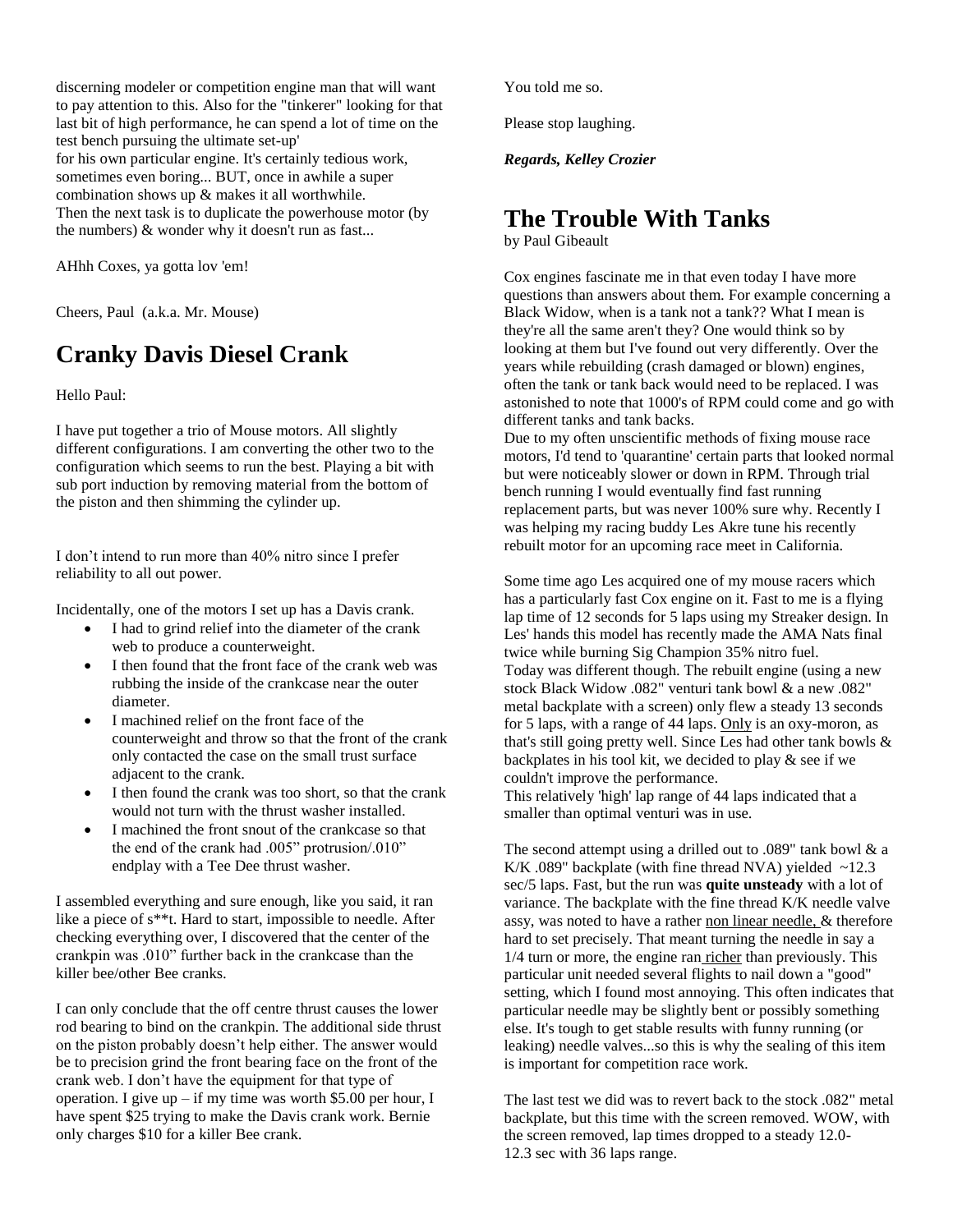discerning modeler or competition engine man that will want to pay attention to this. Also for the "tinkerer" looking for that last bit of high performance, he can spend a lot of time on the test bench pursuing the ultimate set-up' for his own particular engine. It's certainly tedious work, sometimes even boring... BUT, once in awhile a super combination shows up & makes it all worthwhile. Then the next task is to duplicate the powerhouse motor (by the numbers) & wonder why it doesn't run as fast...

AHhh Coxes, ya gotta lov 'em!

Cheers, Paul (a.k.a. Mr. Mouse)

## Cranky Davis Diesel Crank

Hello Paul:

I have put together a trio of Mouse motors. All slightly different configurations. I am converting the other two to the configuration which seems to run the best. Playing a bit with sub port induction by removing material from the bottom of the piston and then shimming the cylinder up.

I don't intend to run more than 40% nitro since I prefer reliability to all out power.

Incidentally, one of the motors I set up has a Davis crank.

- I had to grind relief into the diameter of the crank web to produce a counterweight.
- I then found that the front face of the crank web was rubbing the inside of the crankcase near the outer diameter.
- I machined relief on the front face of the counterweight and throw so that the front of the crank only contacted the case on the small trust surface adjacent to the crank.
- I then found the crank was too short, so that the crank would not turn with the thrust washer installed.
- I machined the front snout of the crankcase so that the end of the crank had .005" protrusion/.010" endplay with a Tee Dee thrust washer.

I assembled everything and sure enough, like you said, it ran like a piece of s**t. Hard to start, impossible to needle. After checking everything over, I discovered that the center of the crankpin was .010" further back in the crankcase than the killer bee/other Bee cranks.

I can only conclude that the off centre thrust causes the lower rod bearing to bind on the crankpin. The additional side thrust on the piston probably doesn't help either. The answer would be to precision grind the front bearing face on the front of the crank web. I don't have the equipment for that type of operation. I give up – if my time was worth $5.00 per hour, I have spent $25 trying to make the Davis crank work. Bernie only charges $10 for a killer Bee crank.

You told me so.

Please stop laughing.

***Regards, Kelley Crozier***

## The Trouble With Tanks

by Paul Gibeault

Cox engines fascinate me in that even today I have more questions than answers about them. For example concerning a Black Widow, when is a tank not a tank?? What I mean is they're all the same aren't they? One would think so by looking at them but I've found out very differently. Over the years while rebuilding (crash damaged or blown) engines, often the tank or tank back would need to be replaced. I was astonished to note that 1000's of RPM could come and go with different tanks and tank backs.

Due to my often unscientific methods of fixing mouse race motors, I'd tend to 'quarantine' certain parts that looked normal but were noticeably slower or down in RPM. Through trial bench running I would eventually find fast running replacement parts, but was never 100% sure why. Recently I was helping my racing buddy Les Akre tune his recently rebuilt motor for an upcoming race meet in California.

Some time ago Les acquired one of my mouse racers which has a particularly fast Cox engine on it. Fast to me is a flying lap time of 12 seconds for 5 laps using my Streaker design. In Les' hands this model has recently made the AMA Nats final twice while burning Sig Champion 35% nitro fuel.

Today was different though. The rebuilt engine (using a new stock Black Widow .082" venturi tank bowl & a new .082" metal backplate with a screen) only flew a steady 13 seconds for 5 laps, with a range of 44 laps. Only is an oxy-moron, as that's still going pretty well. Since Les had other tank bowls & backplates in his tool kit, we decided to play & see if we couldn't improve the performance.

This relatively 'high' lap range of 44 laps indicated that a smaller than optimal venturi was in use.

The second attempt using a drilled out to .089" tank bowl & a K/K .089" backplate (with fine thread NVA) yielded ~12.3 sec/5 laps. Fast, but the run was **quite unsteady** with a lot of variance. The backplate with the fine thread K/K needle valve assy, was noted to have a rather non linear needle, & therefore hard to set precisely. That meant turning the needle in say a 1/4 turn or more, the engine ran richer than previously. This particular unit needed several flights to nail down a "good" setting, which I found most annoying. This often indicates that particular needle may be slightly bent or possibly something else. It's tough to get stable results with funny running (or leaking) needle valves...so this is why the sealing of this item is important for competition race work.

The last test we did was to revert back to the stock .082" metal backplate, but this time with the screen removed. WOW, with the screen removed, lap times dropped to a steady 12.0-12.3 sec with 36 laps range.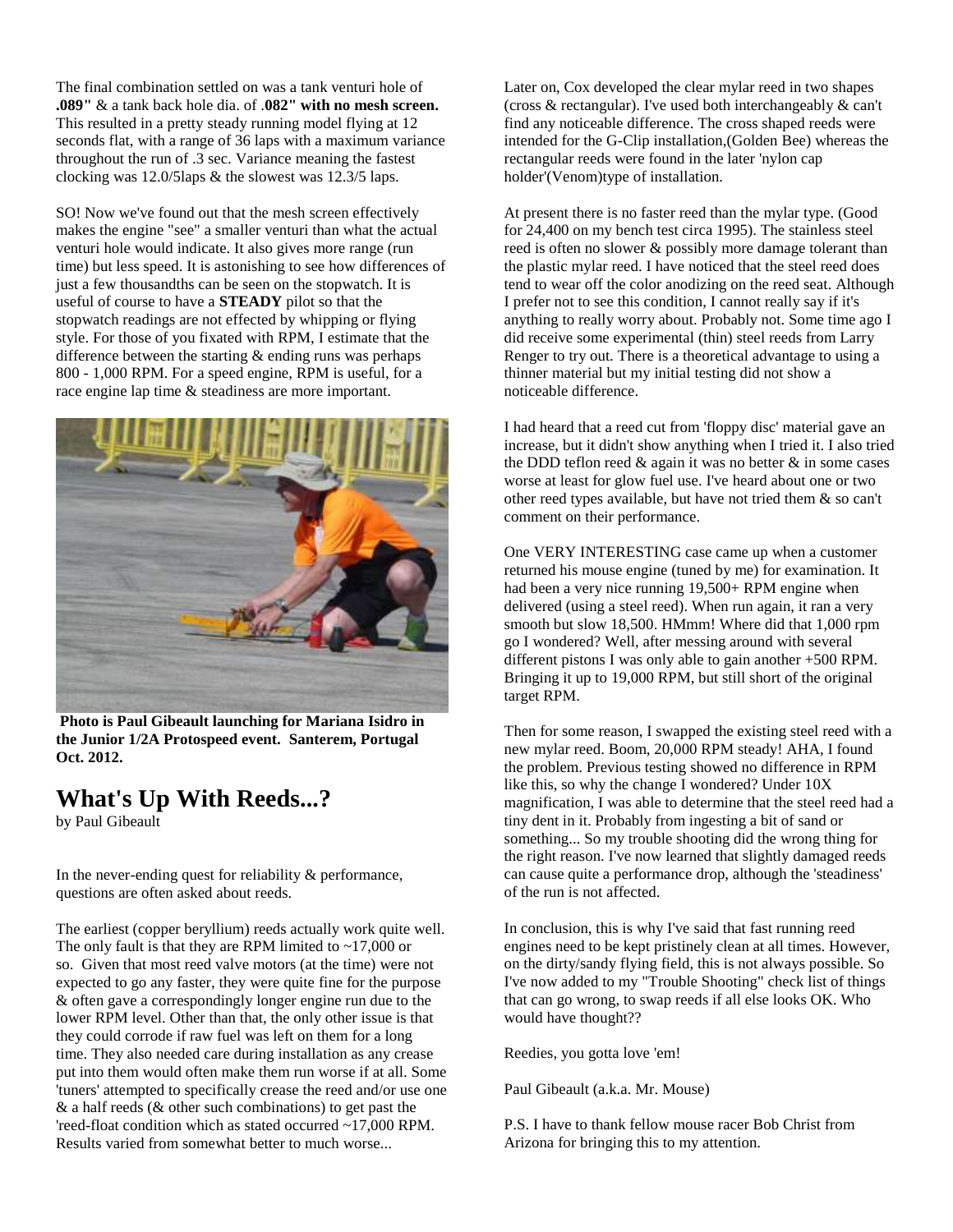The final combination settled on was a tank venturi hole of **.089"** & a tank back hole dia. of **.082" with no mesh screen.** This resulted in a pretty steady running model flying at 12 seconds flat, with a range of 36 laps with a maximum variance throughout the run of .3 sec. Variance meaning the fastest clocking was 12.0/5laps & the slowest was 12.3/5 laps.

SO! Now we've found out that the mesh screen effectively makes the engine "see" a smaller venturi than what the actual venturi hole would indicate. It also gives more range (run time) but less speed. It is astonishing to see how differences of just a few thousandths can be seen on the stopwatch. It is useful of course to have a **STEADY** pilot so that the stopwatch readings are not effected by whipping or flying style. For those of you fixated with RPM, I estimate that the difference between the starting & ending runs was perhaps 800 - 1,000 RPM. For a speed engine, RPM is useful, for a race engine lap time & steadiness are more important.

**Photo is Paul Gibeault launching for Mariana Isidro in the Junior 1/2A Protospeed event. Santerem, Portugal Oct. 2012.**

## What's Up With Reeds...?

by Paul Gibeault

In the never-ending quest for reliability & performance, questions are often asked about reeds.

The earliest (copper beryllium) reeds actually work quite well. The only fault is that they are RPM limited to ~17,000 or so. Given that most reed valve motors (at the time) were not expected to go any faster, they were quite fine for the purpose & often gave a correspondingly longer engine run due to the lower RPM level. Other than that, the only other issue is that they could corrode if raw fuel was left on them for a long time. They also needed care during installation as any crease put into them would often make them run worse if at all. Some 'tuners' attempted to specifically crease the reed and/or use one & a half reeds (& other such combinations) to get past the 'reed-float condition which as stated occurred ~17,000 RPM. Results varied from somewhat better to much worse...

Later on, Cox developed the clear mylar reed in two shapes (cross & rectangular). I've used both interchangeably & can't find any noticeable difference. The cross shaped reeds were intended for the G-Clip installation,(Golden Bee) whereas the rectangular reeds were found in the later 'nylon cap holder'(Venom)type of installation.

At present there is no faster reed than the mylar type. (Good for 24,400 on my bench test circa 1995). The stainless steel reed is often no slower & possibly more damage tolerant than the plastic mylar reed. I have noticed that the steel reed does tend to wear off the color anodizing on the reed seat. Although I prefer not to see this condition, I cannot really say if it's anything to really worry about. Probably not. Some time ago I did receive some experimental (thin) steel reeds from Larry Renger to try out. There is a theoretical advantage to using a thinner material but my initial testing did not show a noticeable difference.

I had heard that a reed cut from 'floppy disc' material gave an increase, but it didn't show anything when I tried it. I also tried the DDD teflon reed & again it was no better & in some cases worse at least for glow fuel use. I've heard about one or two other reed types available, but have not tried them & so can't comment on their performance.

One VERY INTERESTING case came up when a customer returned his mouse engine (tuned by me) for examination. It had been a very nice running 19,500+ RPM engine when delivered (using a steel reed). When run again, it ran a very smooth but slow 18,500. HMmm! Where did that 1,000 rpm go I wondered? Well, after messing around with several different pistons I was only able to gain another +500 RPM. Bringing it up to 19,000 RPM, but still short of the original target RPM.

Then for some reason, I swapped the existing steel reed with a new mylar reed. Boom, 20,000 RPM steady! AHA, I found the problem. Previous testing showed no difference in RPM like this, so why the change I wondered? Under 10X magnification, I was able to determine that the steel reed had a tiny dent in it. Probably from ingesting a bit of sand or something... So my trouble shooting did the wrong thing for the right reason. I've now learned that slightly damaged reeds can cause quite a performance drop, although the 'steadiness' of the run is not affected.

In conclusion, this is why I've said that fast running reed engines need to be kept pristinely clean at all times. However, on the dirty/sandy flying field, this is not always possible. So I've now added to my "Trouble Shooting" check list of things that can go wrong, to swap reeds if all else looks OK. Who would have thought??

Reedies, you gotta love 'em!

Paul Gibeault (a.k.a. Mr. Mouse)

P.S. I have to thank fellow mouse racer Bob Christ from Arizona for bringing this to my attention.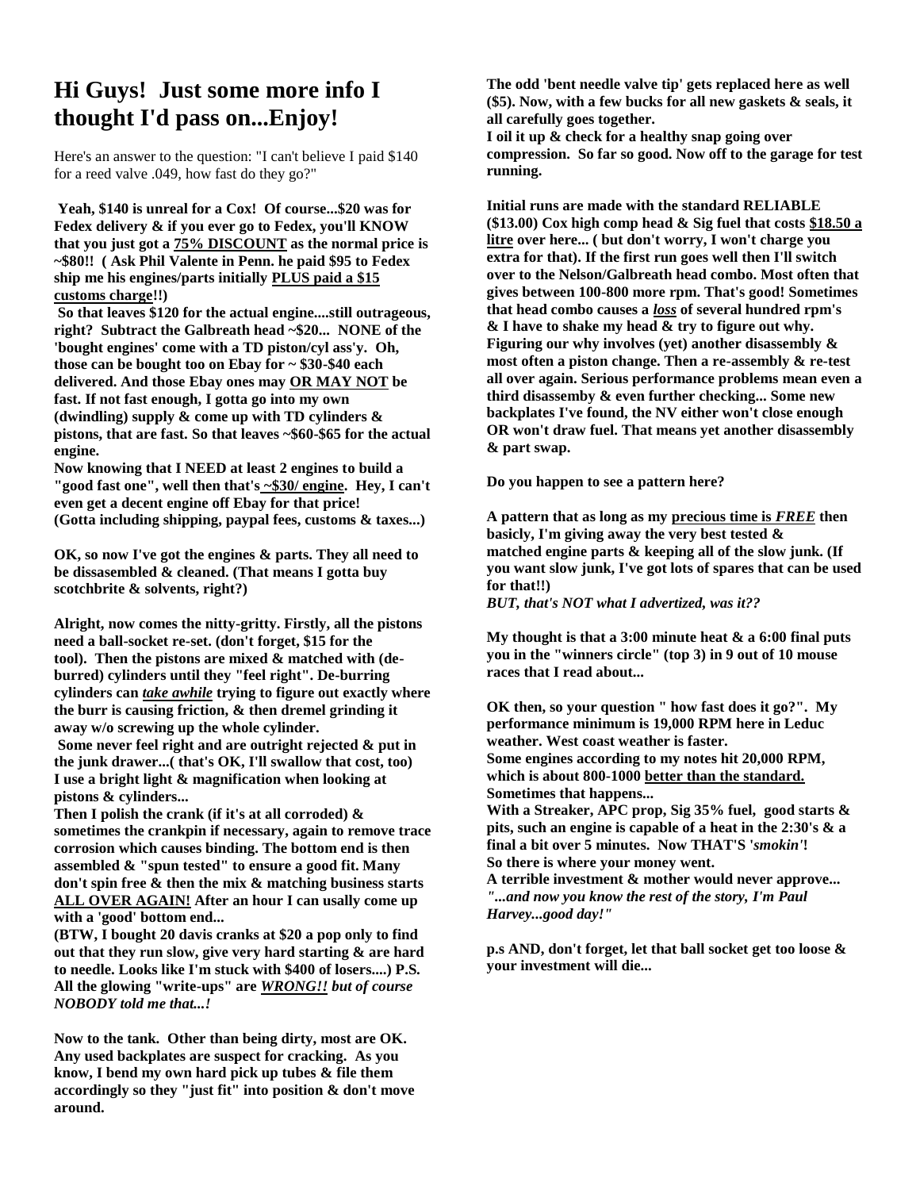# Hi Guys! Just some more info I thought I'd pass on...Enjoy!

Here's an answer to the question: "I can't believe I paid $140 for a reed valve .049, how fast do they go?"

**Yeah, $140 is unreal for a Cox! Of course...$20 was for Fedex delivery & if you ever go to Fedex, you'll KNOW that you just got a <u>75% DISCOUNT</u> as the normal price is ~$80!! ( Ask Phil Valente in Penn. he paid $95 to Fedex ship me his engines/parts initially <u>PLUS paid a $15 customs charge</u>!!)**

**So that leaves $120 for the actual engine....still outrageous, right? Subtract the Galbreath head ~$20... NONE of the 'bought engines' come with a TD piston/cyl ass'y. Oh, those can be bought too on Ebay for ~ $30-$40 each delivered. And those Ebay ones may <u>OR MAY NOT</u> be fast. If not fast enough, I gotta go into my own (dwindling) supply & come up with TD cylinders & pistons, that are fast. So that leaves ~$60-$65 for the actual engine.**

**Now knowing that I NEED at least 2 engines to build a "good fast one", well then that's <u>~$30/ engine</u>. Hey, I can't even get a decent engine off Ebay for that price! (Gotta including shipping, paypal fees, customs & taxes...)**

**OK, so now I've got the engines & parts. They all need to be dissasembled & cleaned. (That means I gotta buy scotchbrite & solvents, right?)**

**Alright, now comes the nitty-gritty. Firstly, all the pistons need a ball-socket re-set. (don't forget, $15 for the tool). Then the pistons are mixed & matched with (de-burred) cylinders until they "feel right". De-burring cylinders can *<u>take awhile</u>* trying to figure out exactly where the burr is causing friction, & then dremel grinding it away w/o screwing up the whole cylinder.**

**Some never feel right and are outright rejected & put in the junk drawer...( that's OK, I'll swallow that cost, too) I use a bright light & magnification when looking at pistons & cylinders...**

**Then I polish the crank (if it's at all corroded) & sometimes the crankpin if necessary, again to remove trace corrosion which causes binding. The bottom end is then assembled & "spun tested" to ensure a good fit. Many don't spin free & then the mix & matching business starts <u>ALL OVER AGAIN!</u> After an hour I can usally come up with a 'good' bottom end...**

**(BTW, I bought 20 davis cranks at $20 a pop only to find out that they run slow, give very hard starting & are hard to needle. Looks like I'm stuck with $400 of losers....) P.S. All the glowing "write-ups" are *<u>WRONG!!</u> but of course NOBODY told me that...!***

**Now to the tank. Other than being dirty, most are OK. Any used backplates are suspect for cracking. As you know, I bend my own hard pick up tubes & file them accordingly so they "just fit" into position & don't move around.**

**The odd 'bent needle valve tip' gets replaced here as well ($5). Now, with a few bucks for all new gaskets & seals, it all carefully goes together.**

**I oil it up & check for a healthy snap going over compression. So far so good. Now off to the garage for test running.**

**Initial runs are made with the standard RELIABLE ($13.00) Cox high comp head & Sig fuel that costs <u>$18.50 a litre</u> over here... ( but don't worry, I won't charge you extra for that). If the first run goes well then I'll switch over to the Nelson/Galbreath head combo. Most often that gives between 100-800 more rpm. That's good! Sometimes that head combo causes a *<u>loss</u>* of several hundred rpm's & I have to shake my head & try to figure out why. Figuring our why involves (yet) another disassembly & most often a piston change. Then a re-assembly & re-test all over again. Serious performance problems mean even a third disassemby & even further checking... Some new backplates I've found, the NV either won't close enough OR won't draw fuel. That means yet another disassembly & part swap.**

**Do you happen to see a pattern here?**

**A pattern that as long as my <u>precious time is *FREE*</u> then basicly, I'm giving away the very best tested & matched engine parts & keeping all of the slow junk. (If you want slow junk, I've got lots of spares that can be used for that!!)**
***BUT, that's NOT what I advertized, was it??***

**My thought is that a 3:00 minute heat & a 6:00 final puts you in the "winners circle" (top 3) in 9 out of 10 mouse races that I read about...**

**OK then, so your question " how fast does it go?". My performance minimum is 19,000 RPM here in Leduc weather. West coast weather is faster.**
**Some engines according to my notes hit 20,000 RPM, which is about 800-1000 <u>better than the standard.</u>**
**Sometimes that happens...**
**With a Streaker, APC prop, Sig 35% fuel, good starts & pits, such an engine is capable of a heat in the 2:30's & a final a bit over 5 minutes. Now THAT'S '*smokin'*'!**
**So there is where your money went.**
**A terrible investment & mother would never approve...**
***"...and now you know the rest of the story, I'm Paul Harvey...good day!"***

**p.s AND, don't forget, let that ball socket get too loose & your investment will die...**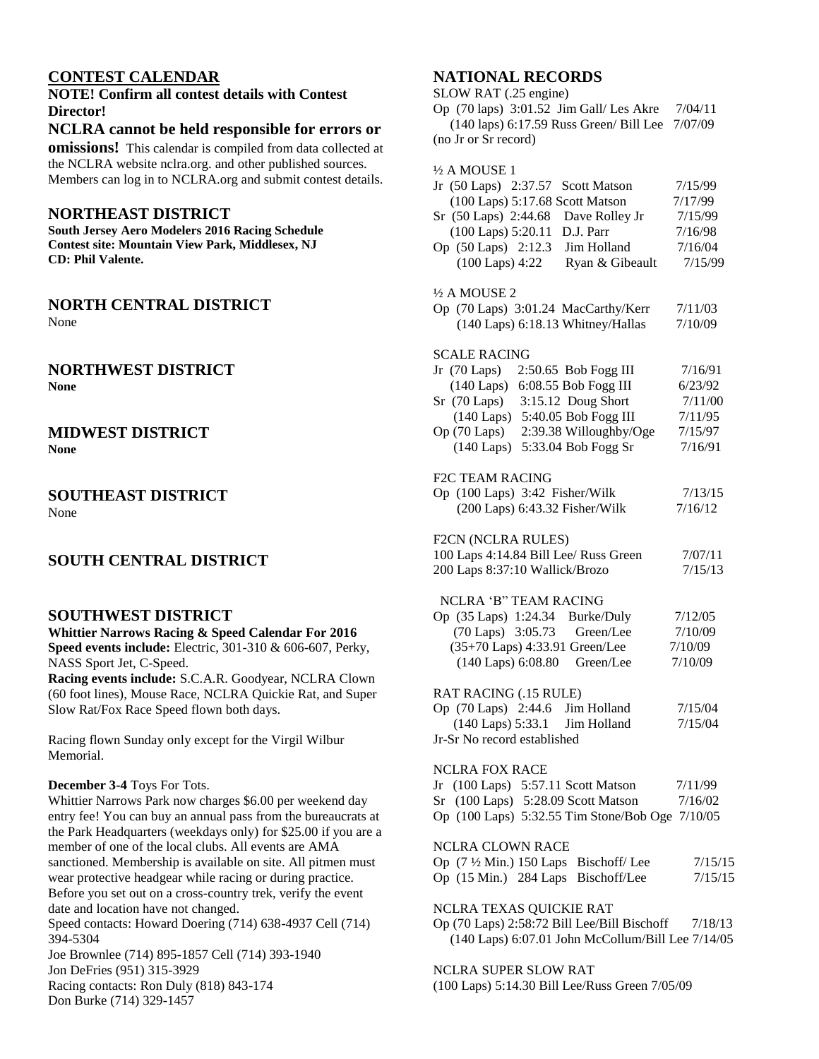## CONTEST CALENDAR

**NOTE! Confirm all contest details with Contest Director!**

**NCLRA cannot be held responsible for errors or omissions!** This calendar is compiled from data collected at the NCLRA website nclra.org. and other published sources. Members can log in to NCLRA.org and submit contest details.

### NORTHEAST DISTRICT

**South Jersey Aero Modelers 2016 Racing Schedule**
**Contest site: Mountain View Park, Middlesex, NJ**
**CD: Phil Valente.**

### NORTH CENTRAL DISTRICT

None

### NORTHWEST DISTRICT

**None**

### MIDWEST DISTRICT

**None**

### SOUTHEAST DISTRICT

None

### SOUTH CENTRAL DISTRICT

### SOUTHWEST DISTRICT

**Whittier Narrows Racing & Speed Calendar For 2016**
**Speed events include:** Electric, 301-310 & 606-607, Perky, NASS Sport Jet, C-Speed.
**Racing events include:** S.C.A.R. Goodyear, NCLRA Clown (60 foot lines), Mouse Race, NCLRA Quickie Rat, and Super Slow Rat/Fox Race Speed flown both days.

Racing flown Sunday only except for the Virgil Wilbur Memorial.

**December 3-4** Toys For Tots.
Whittier Narrows Park now charges $6.00 per weekend day entry fee! You can buy an annual pass from the bureaucrats at the Park Headquarters (weekdays only) for $25.00 if you are a member of one of the local clubs. All events are AMA sanctioned. Membership is available on site. All pitmen must wear protective headgear while racing or during practice. Before you set out on a cross-country trek, verify the event date and location have not changed.
Speed contacts: Howard Doering (714) 638-4937 Cell (714) 394-5304
Joe Brownlee (714) 895-1857 Cell (714) 393-1940
Jon DeFries (951) 315-3929
Racing contacts: Ron Duly (818) 843-174
Don Burke (714) 329-1457

## NATIONAL RECORDS

SLOW RAT (.25 engine)
Op (70 laps) 3:01.52 Jim Gall/ Les Akre 7/04/11
(140 laps) 6:17.59 Russ Green/ Bill Lee 7/07/09
(no Jr or Sr record)

½ A MOUSE 1
Jr (50 Laps) 2:37.57 Scott Matson 7/15/99
(100 Laps) 5:17.68 Scott Matson 7/17/99
Sr (50 Laps) 2:44.68 Dave Rolley Jr 7/15/99
(100 Laps) 5:20.11 D.J. Parr 7/16/98
Op (50 Laps) 2:12.3 Jim Holland 7/16/04
(100 Laps) 4:22 Ryan & Gibeault 7/15/99

½ A MOUSE 2
Op (70 Laps) 3:01.24 MacCarthy/Kerr 7/11/03
(140 Laps) 6:18.13 Whitney/Hallas 7/10/09

SCALE RACING
Jr (70 Laps) 2:50.65 Bob Fogg III 7/16/91
(140 Laps) 6:08.55 Bob Fogg III 6/23/92
Sr (70 Laps) 3:15.12 Doug Short 7/11/00
(140 Laps) 5:40.05 Bob Fogg III 7/11/95
Op (70 Laps) 2:39.38 Willoughby/Oge 7/15/97
(140 Laps) 5:33.04 Bob Fogg Sr 7/16/91

F2C TEAM RACING
Op (100 Laps) 3:42 Fisher/Wilk 7/13/15
(200 Laps) 6:43.32 Fisher/Wilk 7/16/12

F2CN (NCLRA RULES)
100 Laps 4:14.84 Bill Lee/ Russ Green 7/07/11
200 Laps 8:37:10 Wallick/Brozo 7/15/13

NCLRA 'B" TEAM RACING
Op (35 Laps) 1:24.34 Burke/Duly 7/12/05
(70 Laps) 3:05.73 Green/Lee 7/10/09
(35+70 Laps) 4:33.91 Green/Lee 7/10/09
(140 Laps) 6:08.80 Green/Lee 7/10/09

RAT RACING (.15 RULE)
Op (70 Laps) 2:44.6 Jim Holland 7/15/04
(140 Laps) 5:33.1 Jim Holland 7/15/04
Jr-Sr No record established

NCLRA FOX RACE
Jr (100 Laps) 5:57.11 Scott Matson 7/11/99
Sr (100 Laps) 5:28.09 Scott Matson 7/16/02
Op (100 Laps) 5:32.55 Tim Stone/Bob Oge 7/10/05

NCLRA CLOWN RACE
Op (7 ½ Min.) 150 Laps Bischoff/ Lee 7/15/15
Op (15 Min.) 284 Laps Bischoff/Lee 7/15/15

NCLRA TEXAS QUICKIE RAT
Op (70 Laps) 2:58:72 Bill Lee/Bill Bischoff 7/18/13
(140 Laps) 6:07.01 John McCollum/Bill Lee 7/14/05

NCLRA SUPER SLOW RAT
(100 Laps) 5:14.30 Bill Lee/Russ Green 7/05/09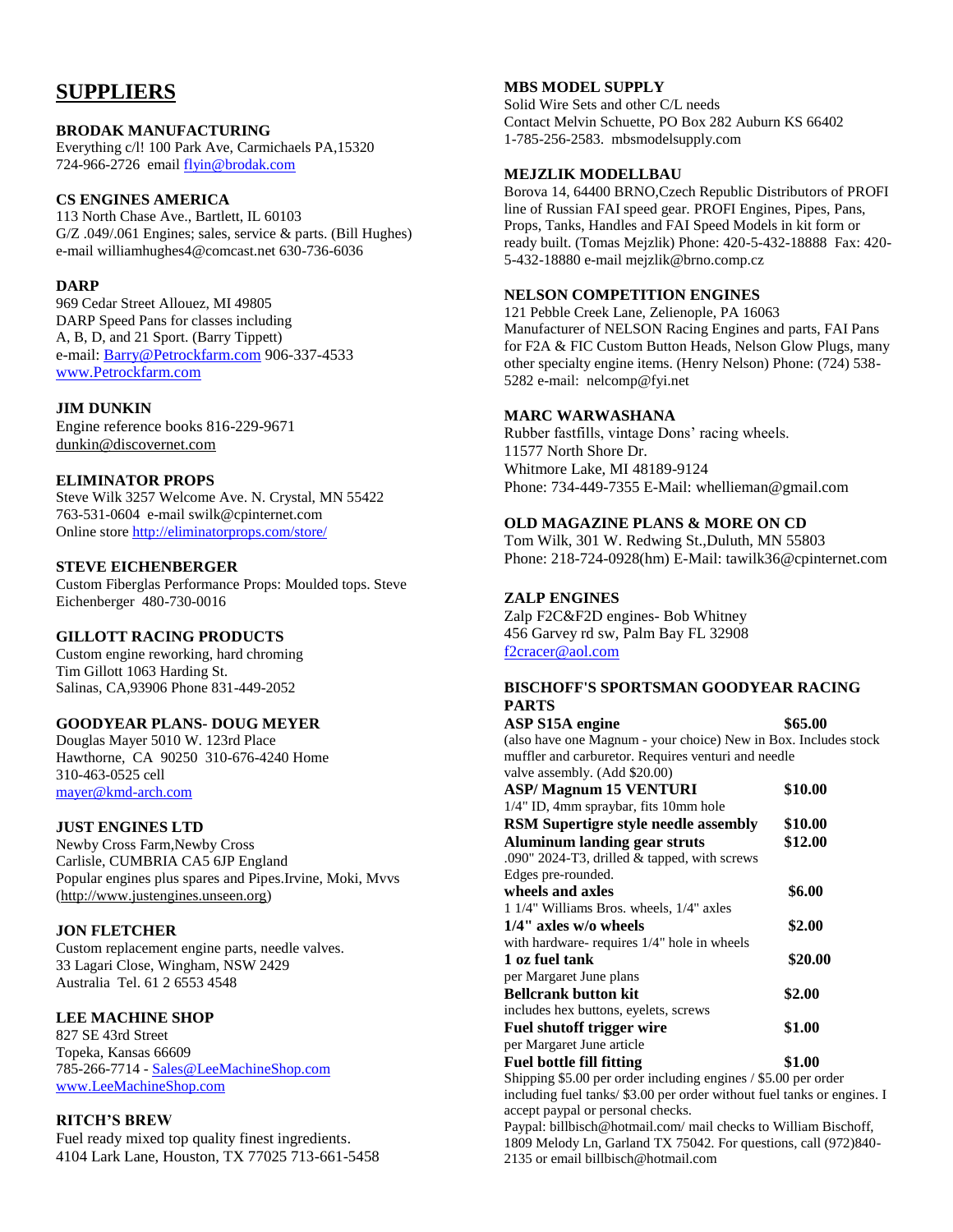# SUPPLIERS

**BRODAK MANUFACTURING**
Everything c/l! 100 Park Ave, Carmichaels PA,15320
724-966-2726 email flyin@brodak.com

**CS ENGINES AMERICA**
113 North Chase Ave., Bartlett, IL 60103
G/Z .049/.061 Engines; sales, service & parts. (Bill Hughes)
e-mail williamhughes4@comcast.net 630-736-6036

**DARP**
969 Cedar Street Allouez, MI 49805
DARP Speed Pans for classes including
A, B, D, and 21 Sport. (Barry Tippett)
e-mail: Barry@Petrockfarm.com 906-337-4533
www.Petrockfarm.com

**JIM DUNKIN**
Engine reference books 816-229-9671
dunkin@discovernet.com

**ELIMINATOR PROPS**
Steve Wilk 3257 Welcome Ave. N. Crystal, MN 55422
763-531-0604 e-mail swilk@cpinternet.com
Online store http://eliminatorprops.com/store/

**STEVE EICHENBERGER**
Custom Fiberglas Performance Props: Moulded tops. Steve Eichenberger 480-730-0016

**GILLOTT RACING PRODUCTS**
Custom engine reworking, hard chroming
Tim Gillott 1063 Harding St.
Salinas, CA,93906 Phone 831-449-2052

**GOODYEAR PLANS- DOUG MEYER**
Douglas Mayer 5010 W. 123rd Place
Hawthorne, CA 90250 310-676-4240 Home
310-463-0525 cell
mayer@kmd-arch.com

**JUST ENGINES LTD**
Newby Cross Farm,Newby Cross
Carlisle, CUMBRIA CA5 6JP England
Popular engines plus spares and Pipes.Irvine, Moki, Mvvs
(http://www.justengines.unseen.org)

**JON FLETCHER**
Custom replacement engine parts, needle valves.
33 Lagari Close, Wingham, NSW 2429
Australia Tel. 61 2 6553 4548

**LEE MACHINE SHOP**
827 SE 43rd Street
Topeka, Kansas 66609
785-266-7714 - Sales@LeeMachineShop.com
www.LeeMachineShop.com

**RITCH'S BREW**
Fuel ready mixed top quality finest ingredients.
4104 Lark Lane, Houston, TX 77025 713-661-5458

**MBS MODEL SUPPLY**
Solid Wire Sets and other C/L needs
Contact Melvin Schuette, PO Box 282 Auburn KS 66402
1-785-256-2583. mbsmodelsupply.com

**MEJZLIK MODELLBAU**
Borova 14, 64400 BRNO,Czech Republic Distributors of PROFI line of Russian FAI speed gear. PROFI Engines, Pipes, Pans, Props, Tanks, Handles and FAI Speed Models in kit form or ready built. (Tomas Mejzlik) Phone: 420-5-432-18888 Fax: 420-5-432-18880 e-mail mejzlik@brno.comp.cz

**NELSON COMPETITION ENGINES**
121 Pebble Creek Lane, Zelienople, PA 16063
Manufacturer of NELSON Racing Engines and parts, FAI Pans for F2A & FIC Custom Button Heads, Nelson Glow Plugs, many other specialty engine items. (Henry Nelson) Phone: (724) 538-5282 e-mail: nelcomp@fyi.net

**MARC WARWASHANA**
Rubber fastfills, vintage Dons' racing wheels.
11577 North Shore Dr.
Whitmore Lake, MI 48189-9124
Phone: 734-449-7355 E-Mail: whellieman@gmail.com

**OLD MAGAZINE PLANS & MORE ON CD**
Tom Wilk, 301 W. Redwing St.,Duluth, MN 55803
Phone: 218-724-0928(hm) E-Mail: tawilk36@cpinternet.com

**ZALP ENGINES**
Zalp F2C&F2D engines- Bob Whitney
456 Garvey rd sw, Palm Bay FL 32908
f2cracer@aol.com

**BISCHOFF'S SPORTSMAN GOODYEAR RACING PARTS**

**ASP S15A engine** **$65.00**
(also have one Magnum - your choice) New in Box. Includes stock muffler and carburetor. Requires venturi and needle valve assembly. (Add $20.00)

**ASP/ Magnum 15 VENTURI** **$10.00**
1/4" ID, 4mm spraybar, fits 10mm hole

**RSM Supertigre style needle assembly** **$10.00**

**Aluminum landing gear struts** **$12.00**
.090" 2024-T3, drilled & tapped, with screws
Edges pre-rounded.

**wheels and axles** **$6.00**
1 1/4" Williams Bros. wheels, 1/4" axles

**1/4" axles w/o wheels** **$2.00**
with hardware- requires 1/4" hole in wheels

**1 oz fuel tank** **$20.00**
per Margaret June plans

**Bellcrank button kit** **$2.00**
includes hex buttons, eyelets, screws

**Fuel shutoff trigger wire** **$1.00**
per Margaret June article

**Fuel bottle fill fitting** **$1.00**

Shipping $5.00 per order including engines / $5.00 per order including fuel tanks/ $3.00 per order without fuel tanks or engines. I accept paypal or personal checks.
Paypal: billbisch@hotmail.com/ mail checks to William Bischoff, 1809 Melody Ln, Garland TX 75042. For questions, call (972)840-2135 or email billbisch@hotmail.com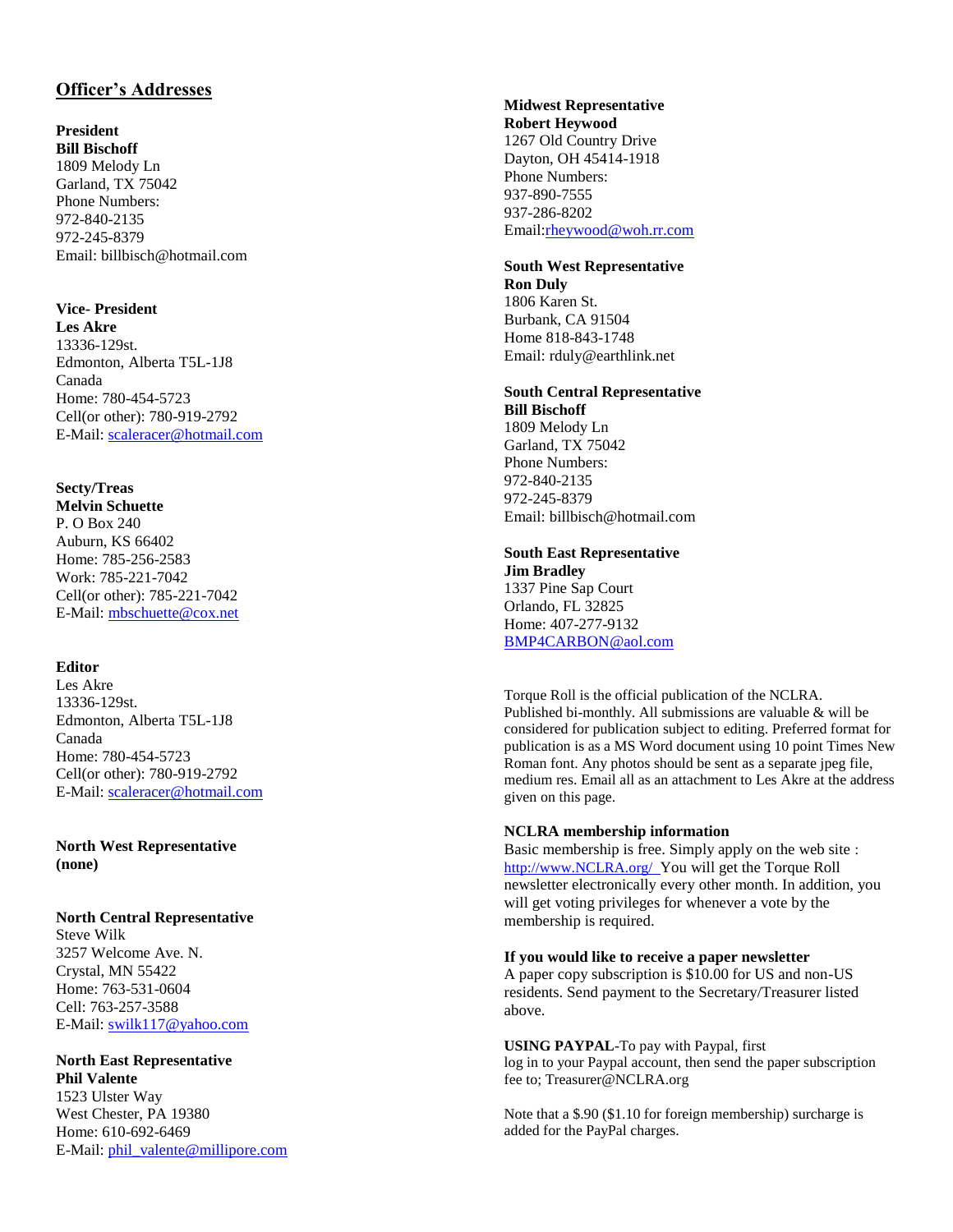## Officer's Addresses

**President**
**Bill Bischoff**
1809 Melody Ln
Garland, TX 75042
Phone Numbers:
972-840-2135
972-245-8379
Email: billbisch@hotmail.com

**Vice- President**
**Les Akre**
13336-129st.
Edmonton, Alberta T5L-1J8
Canada
Home: 780-454-5723
Cell(or other): 780-919-2792
E-Mail: scaleracer@hotmail.com

**Secty/Treas**
**Melvin Schuette**
P. O Box 240
Auburn, KS 66402
Home: 785-256-2583
Work: 785-221-7042
Cell(or other): 785-221-7042
E-Mail: mbschuette@cox.net

**Editor**
Les Akre
13336-129st.
Edmonton, Alberta T5L-1J8
Canada
Home: 780-454-5723
Cell(or other): 780-919-2792
E-Mail: scaleracer@hotmail.com

**North West Representative**
**(none)**

**North Central Representative**
Steve Wilk
3257 Welcome Ave. N.
Crystal, MN 55422
Home: 763-531-0604
Cell: 763-257-3588
E-Mail: swilk117@yahoo.com

**North East Representative**
**Phil Valente**
1523 Ulster Way
West Chester, PA 19380
Home: 610-692-6469
E-Mail: phil_valente@millipore.com

**Midwest Representative**
**Robert Heywood**
1267 Old Country Drive
Dayton, OH 45414-1918
Phone Numbers:
937-890-7555
937-286-8202
Email:rheywood@woh.rr.com

**South West Representative**
**Ron Duly**
1806 Karen St.
Burbank, CA 91504
Home 818-843-1748
Email: rduly@earthlink.net

**South Central Representative**
**Bill Bischoff**
1809 Melody Ln
Garland, TX 75042
Phone Numbers:
972-840-2135
972-245-8379
Email: billbisch@hotmail.com

**South East Representative**
**Jim Bradley**
1337 Pine Sap Court
Orlando, FL 32825
Home: 407-277-9132
BMP4CARBON@aol.com

Torque Roll is the official publication of the NCLRA. Published bi-monthly. All submissions are valuable & will be considered for publication subject to editing. Preferred format for publication is as a MS Word document using 10 point Times New Roman font. Any photos should be sent as a separate jpeg file, medium res. Email all as an attachment to Les Akre at the address given on this page.

**NCLRA membership information**
Basic membership is free. Simply apply on the web site : http://www.NCLRA.org/ You will get the Torque Roll newsletter electronically every other month. In addition, you will get voting privileges for whenever a vote by the membership is required.

**If you would like to receive a paper newsletter**
A paper copy subscription is $10.00 for US and non-US residents. Send payment to the Secretary/Treasurer listed above.

**USING PAYPAL**-To pay with Paypal, first log in to your Paypal account, then send the paper subscription fee to; Treasurer@NCLRA.org

Note that a $.90 ($1.10 for foreign membership) surcharge is added for the PayPal charges.